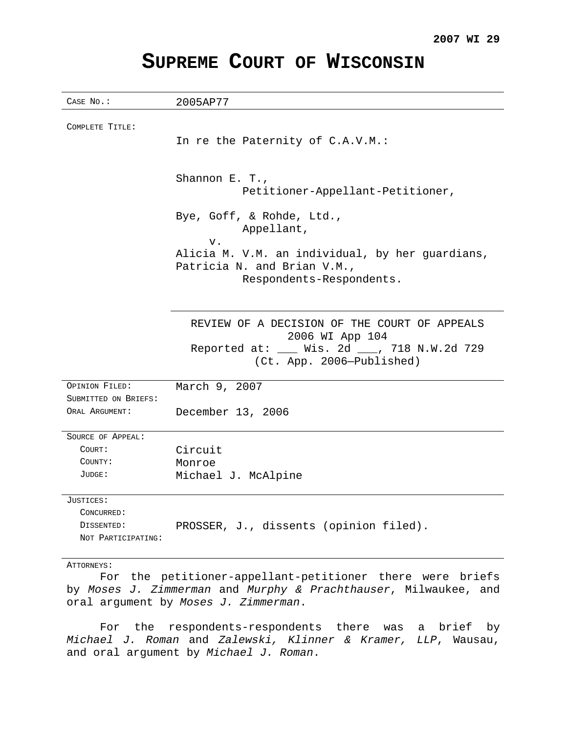**2007 WI 29**

# SUPREME COURT OF WISCONSIN

| | |
|---|---|
| CASE NO.: | 2005AP77 |
| COMPLETE TITLE: | In re the Paternity of C.A.V.M.:<br><br>Shannon E. T.,<br>Petitioner-Appellant-Petitioner,<br><br>Bye, Goff, & Rohde, Ltd.,<br>Appellant,<br>v.<br>Alicia M. V.M. an individual, by her guardians, Patricia N. and Brian V.M.,<br>Respondents-Respondents. |
| | REVIEW OF A DECISION OF THE COURT OF APPEALS<br>2006 WI App 104<br>Reported at: ___ Wis. 2d ___, 718 N.W.2d 729<br>(Ct. App. 2006—Published) |
| OPINION FILED: | March 9, 2007 |
| SUBMITTED ON BRIEFS: | |
| ORAL ARGUMENT: | December 13, 2006 |
| SOURCE OF APPEAL: | |
| COURT: | Circuit |
| COUNTY: | Monroe |
| JUDGE: | Michael J. McAlpine |
| JUSTICES: | |
| CONCURRED: | |
| DISSENTED: | PROSSER, J., dissents (opinion filed). |
| NOT PARTICIPATING: | |

ATTORNEYS:

For the petitioner-appellant-petitioner there were briefs by *Moses J. Zimmerman* and *Murphy & Prachthauser*, Milwaukee, and oral argument by *Moses J. Zimmerman*.

For the respondents-respondents there was a brief by *Michael J. Roman* and *Zalewski, Klinner & Kramer, LLP*, Wausau, and oral argument by *Michael J. Roman*.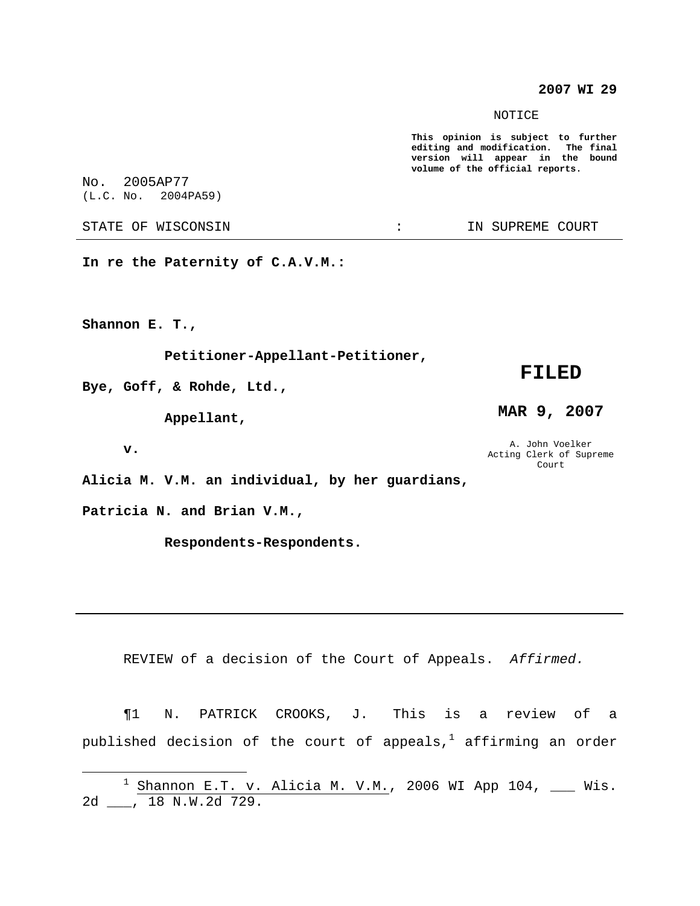**2007 WI 29**

NOTICE

**This opinion is subject to further editing and modification. The final version will appear in the bound volume of the official reports.**

No. 2005AP77
(L.C. No. 2004PA59)

STATE OF WISCONSIN : IN SUPREME COURT

---

**In re the Paternity of C.A.V.M.:**

**Shannon E. T.,**

**Petitioner-Appellant-Petitioner,**

**Bye, Goff, & Rohde, Ltd.,**

**Appellant,**

**v.**

**Alicia M. V.M. an individual, by her guardians,**

**Patricia N. and Brian V.M.,**

**Respondents-Respondents.**

**FILED**

**MAR 9, 2007**

A. John Voelker
Acting Clerk of Supreme Court

---

REVIEW of a decision of the Court of Appeals. *Affirmed.*

¶1 N. PATRICK CROOKS, J. This is a review of a published decision of the court of appeals,[1] affirming an order

[1] Shannon E.T. v. Alicia M. V.M., 2006 WI App 104, ___ Wis. 2d ___, 18 N.W.2d 729.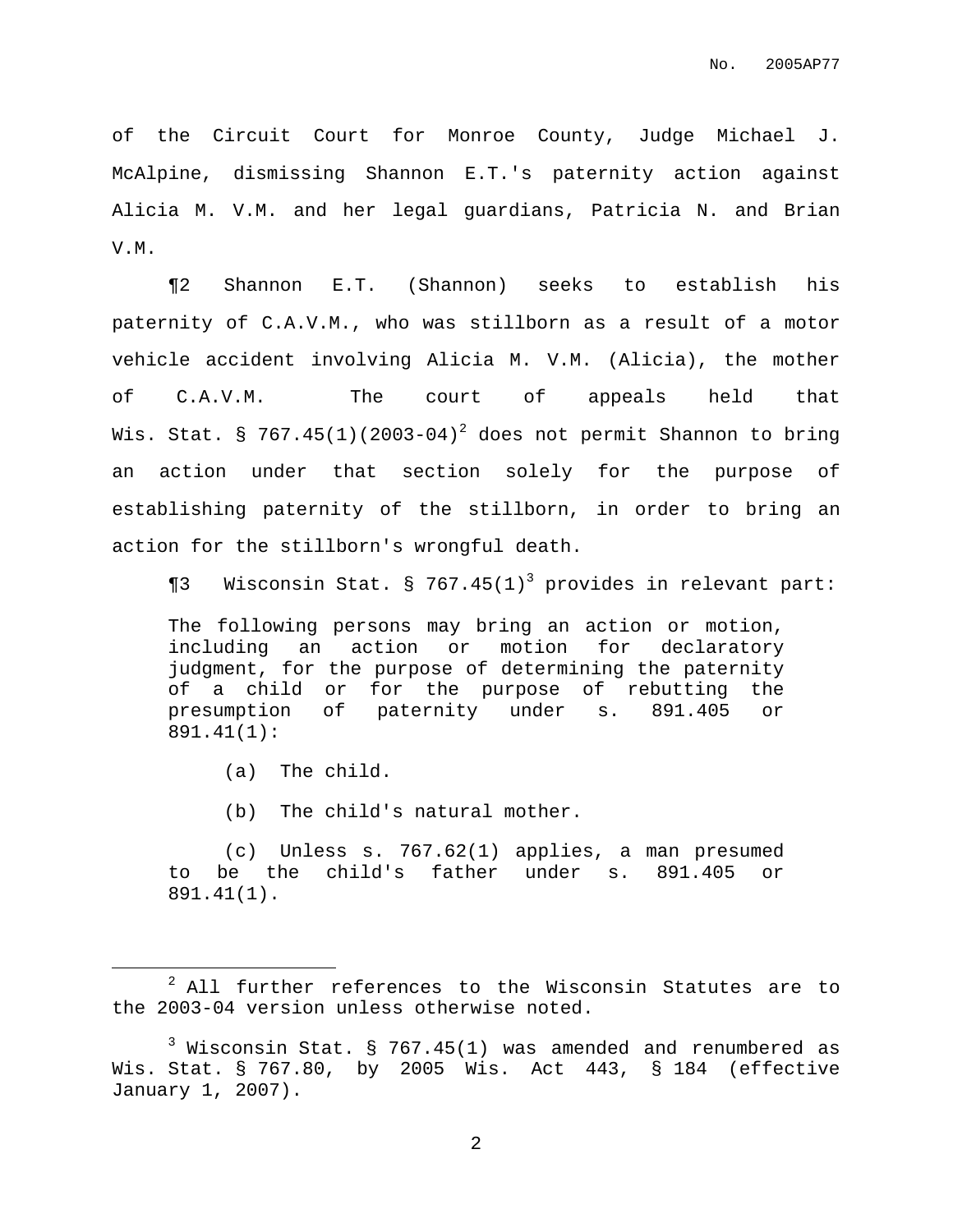of the Circuit Court for Monroe County, Judge Michael J. McAlpine, dismissing Shannon E.T.'s paternity action against Alicia M. V.M. and her legal guardians, Patricia N. and Brian V.M.

¶2 Shannon E.T. (Shannon) seeks to establish his paternity of C.A.V.M., who was stillborn as a result of a motor vehicle accident involving Alicia M. V.M. (Alicia), the mother of C.A.V.M. The court of appeals held that Wis. Stat. § 767.45(1)(2003-04)[2] does not permit Shannon to bring an action under that section solely for the purpose of establishing paternity of the stillborn, in order to bring an action for the stillborn's wrongful death.

¶3 Wisconsin Stat. § 767.45(1)[3] provides in relevant part:

> The following persons may bring an action or motion, including an action or motion for declaratory judgment, for the purpose of determining the paternity of a child or for the purpose of rebutting the presumption of paternity under s. 891.405 or 891.41(1):
>
> (a) The child.
>
> (b) The child's natural mother.
>
> (c) Unless s. 767.62(1) applies, a man presumed to be the child's father under s. 891.405 or 891.41(1).

---

[2] All further references to the Wisconsin Statutes are to the 2003-04 version unless otherwise noted.

[3] Wisconsin Stat. § 767.45(1) was amended and renumbered as Wis. Stat. § 767.80, by 2005 Wis. Act 443, § 184 (effective January 1, 2007).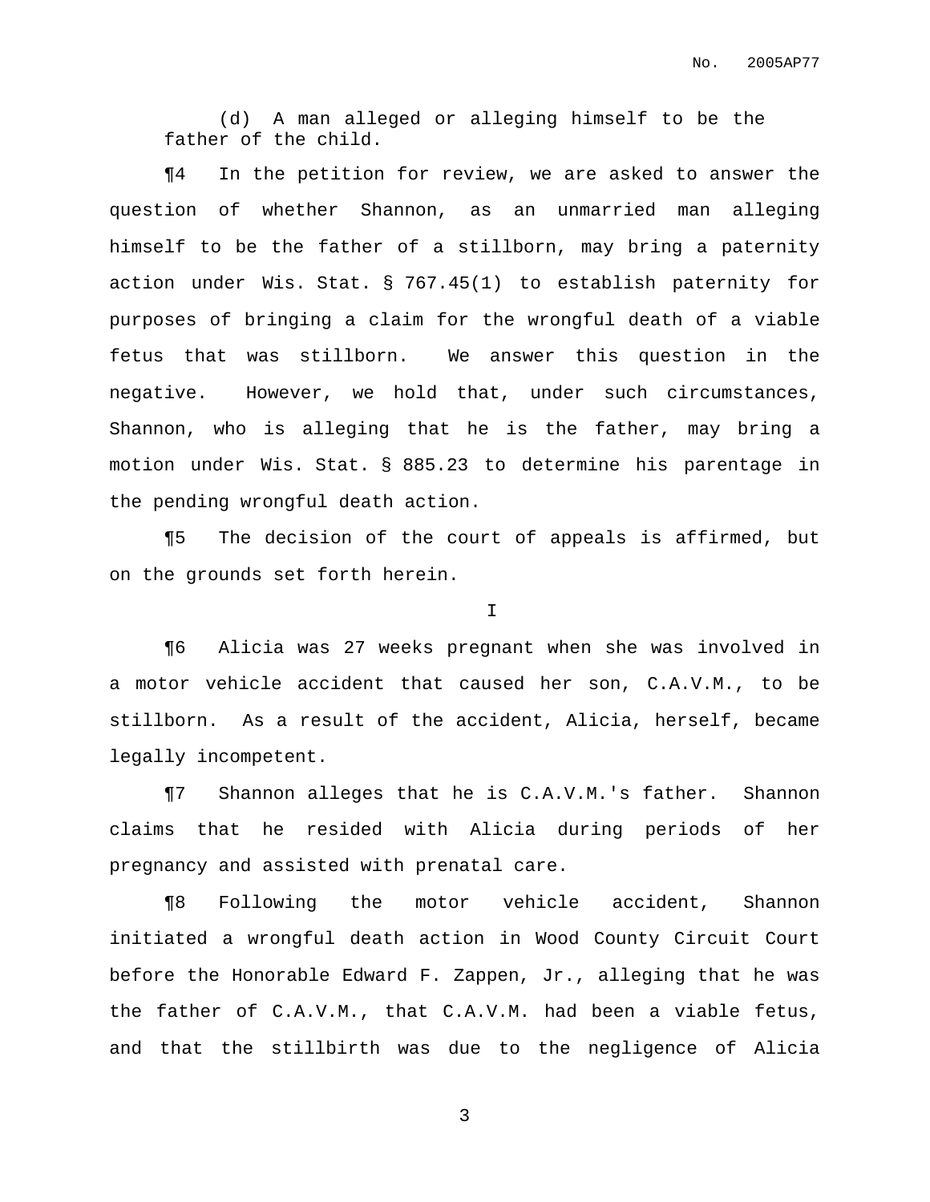(d) A man alleged or alleging himself to be the father of the child.

¶4 In the petition for review, we are asked to answer the question of whether Shannon, as an unmarried man alleging himself to be the father of a stillborn, may bring a paternity action under Wis. Stat. § 767.45(1) to establish paternity for purposes of bringing a claim for the wrongful death of a viable fetus that was stillborn. We answer this question in the negative. However, we hold that, under such circumstances, Shannon, who is alleging that he is the father, may bring a motion under Wis. Stat. § 885.23 to determine his parentage in the pending wrongful death action.

¶5 The decision of the court of appeals is affirmed, but on the grounds set forth herein.

I

¶6 Alicia was 27 weeks pregnant when she was involved in a motor vehicle accident that caused her son, C.A.V.M., to be stillborn. As a result of the accident, Alicia, herself, became legally incompetent.

¶7 Shannon alleges that he is C.A.V.M.'s father. Shannon claims that he resided with Alicia during periods of her pregnancy and assisted with prenatal care.

¶8 Following the motor vehicle accident, Shannon initiated a wrongful death action in Wood County Circuit Court before the Honorable Edward F. Zappen, Jr., alleging that he was the father of C.A.V.M., that C.A.V.M. had been a viable fetus, and that the stillbirth was due to the negligence of Alicia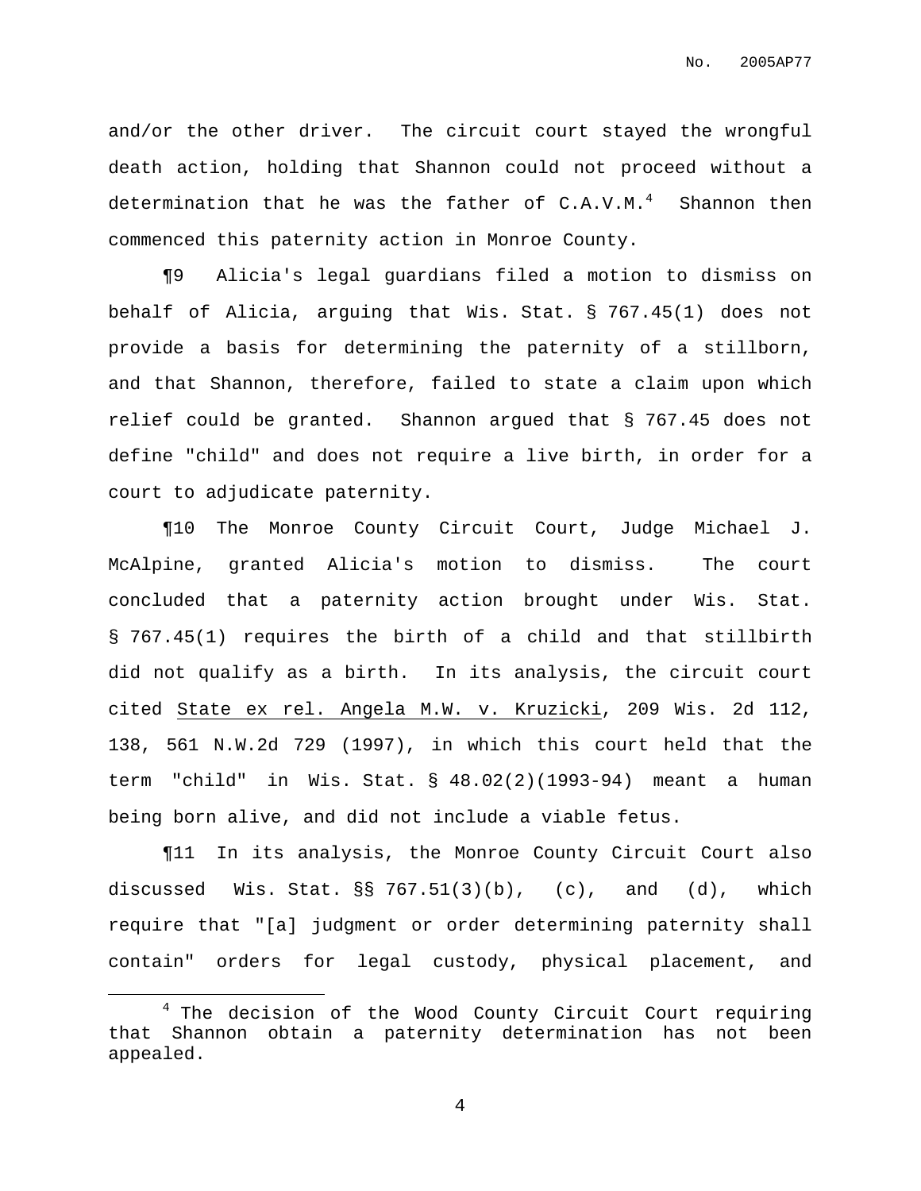and/or the other driver. The circuit court stayed the wrongful death action, holding that Shannon could not proceed without a determination that he was the father of C.A.V.M.[4] Shannon then commenced this paternity action in Monroe County.

¶9 Alicia's legal guardians filed a motion to dismiss on behalf of Alicia, arguing that Wis. Stat. § 767.45(1) does not provide a basis for determining the paternity of a stillborn, and that Shannon, therefore, failed to state a claim upon which relief could be granted. Shannon argued that § 767.45 does not define "child" and does not require a live birth, in order for a court to adjudicate paternity.

¶10 The Monroe County Circuit Court, Judge Michael J. McAlpine, granted Alicia's motion to dismiss. The court concluded that a paternity action brought under Wis. Stat. § 767.45(1) requires the birth of a child and that stillbirth did not qualify as a birth. In its analysis, the circuit court cited State ex rel. Angela M.W. v. Kruzicki, 209 Wis. 2d 112, 138, 561 N.W.2d 729 (1997), in which this court held that the term "child" in Wis. Stat. § 48.02(2)(1993-94) meant a human being born alive, and did not include a viable fetus.

¶11 In its analysis, the Monroe County Circuit Court also discussed Wis. Stat. §§ 767.51(3)(b), (c), and (d), which require that "[a] judgment or order determining paternity shall contain" orders for legal custody, physical placement, and

---

[4] The decision of the Wood County Circuit Court requiring that Shannon obtain a paternity determination has not been appealed.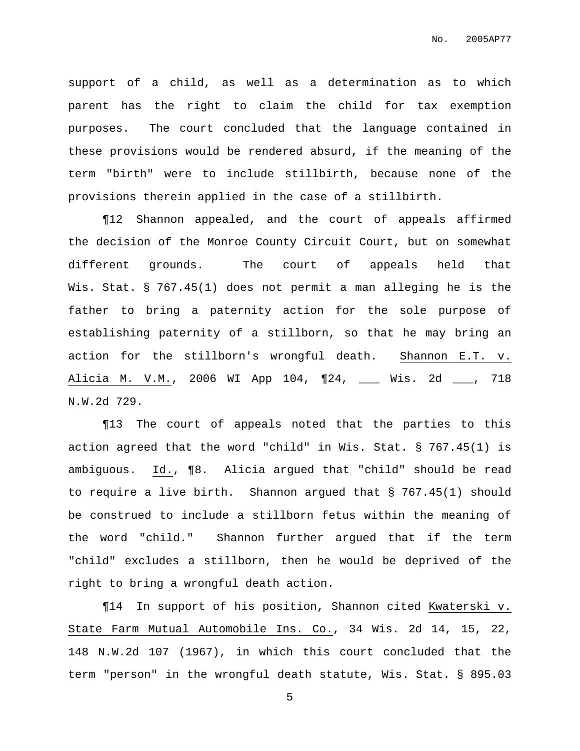support of a child, as well as a determination as to which parent has the right to claim the child for tax exemption purposes. The court concluded that the language contained in these provisions would be rendered absurd, if the meaning of the term "birth" were to include stillbirth, because none of the provisions therein applied in the case of a stillbirth.

¶12 Shannon appealed, and the court of appeals affirmed the decision of the Monroe County Circuit Court, but on somewhat different grounds. The court of appeals held that Wis. Stat. § 767.45(1) does not permit a man alleging he is the father to bring a paternity action for the sole purpose of establishing paternity of a stillborn, so that he may bring an action for the stillborn's wrongful death. Shannon E.T. v. Alicia M. V.M., 2006 WI App 104, ¶24, ___ Wis. 2d ___, 718 N.W.2d 729.

¶13 The court of appeals noted that the parties to this action agreed that the word "child" in Wis. Stat. § 767.45(1) is ambiguous. Id., ¶8. Alicia argued that "child" should be read to require a live birth. Shannon argued that § 767.45(1) should be construed to include a stillborn fetus within the meaning of the word "child." Shannon further argued that if the term "child" excludes a stillborn, then he would be deprived of the right to bring a wrongful death action.

¶14 In support of his position, Shannon cited Kwaterski v. State Farm Mutual Automobile Ins. Co., 34 Wis. 2d 14, 15, 22, 148 N.W.2d 107 (1967), in which this court concluded that the term "person" in the wrongful death statute, Wis. Stat. § 895.03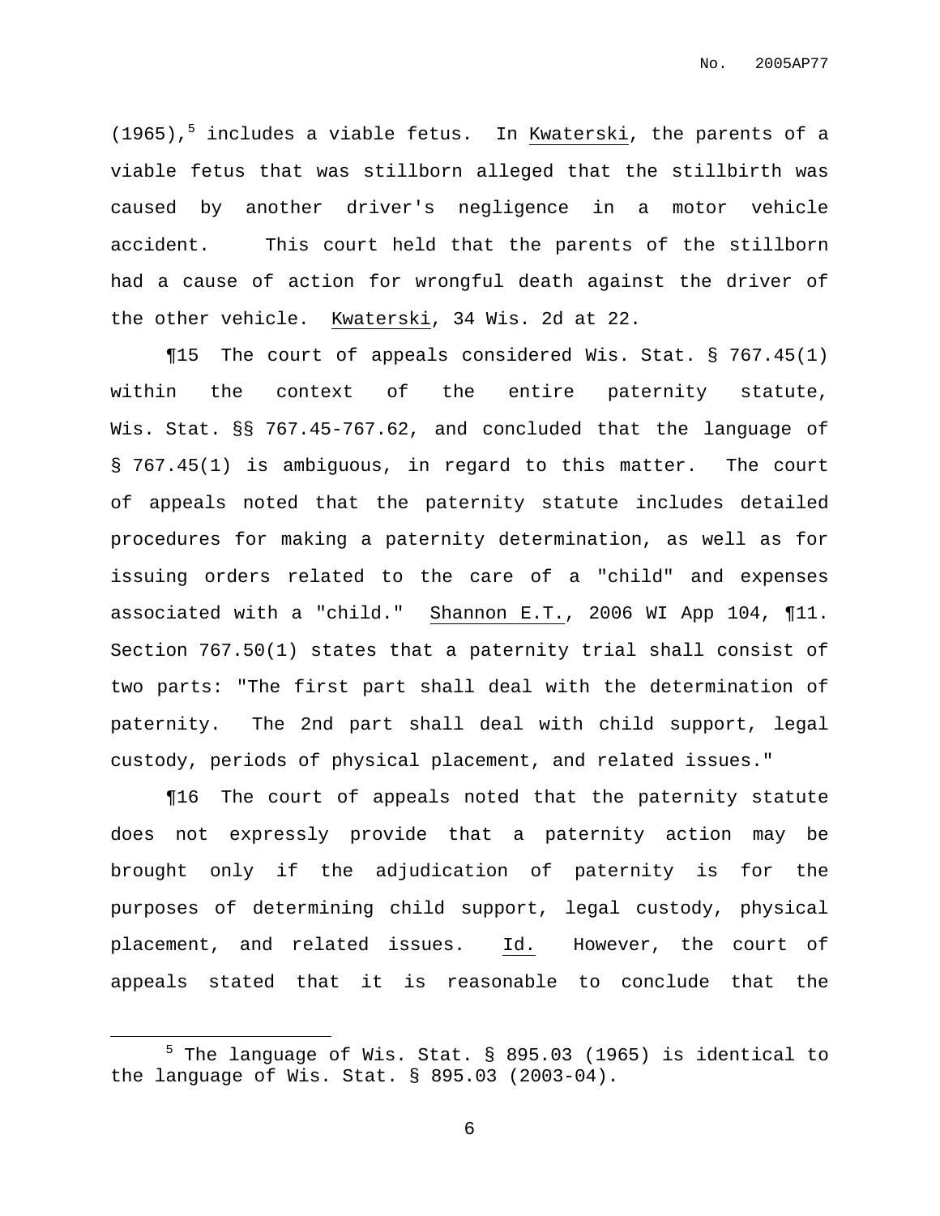(1965),[5] includes a viable fetus. In Kwaterski, the parents of a viable fetus that was stillborn alleged that the stillbirth was caused by another driver's negligence in a motor vehicle accident. This court held that the parents of the stillborn had a cause of action for wrongful death against the driver of the other vehicle. Kwaterski, 34 Wis. 2d at 22.

¶15 The court of appeals considered Wis. Stat. § 767.45(1) within the context of the entire paternity statute, Wis. Stat. §§ 767.45-767.62, and concluded that the language of § 767.45(1) is ambiguous, in regard to this matter. The court of appeals noted that the paternity statute includes detailed procedures for making a paternity determination, as well as for issuing orders related to the care of a "child" and expenses associated with a "child." Shannon E.T., 2006 WI App 104, ¶11. Section 767.50(1) states that a paternity trial shall consist of two parts: "The first part shall deal with the determination of paternity. The 2nd part shall deal with child support, legal custody, periods of physical placement, and related issues."

¶16 The court of appeals noted that the paternity statute does not expressly provide that a paternity action may be brought only if the adjudication of paternity is for the purposes of determining child support, legal custody, physical placement, and related issues. Id. However, the court of appeals stated that it is reasonable to conclude that the

---

[5] The language of Wis. Stat. § 895.03 (1965) is identical to the language of Wis. Stat. § 895.03 (2003-04).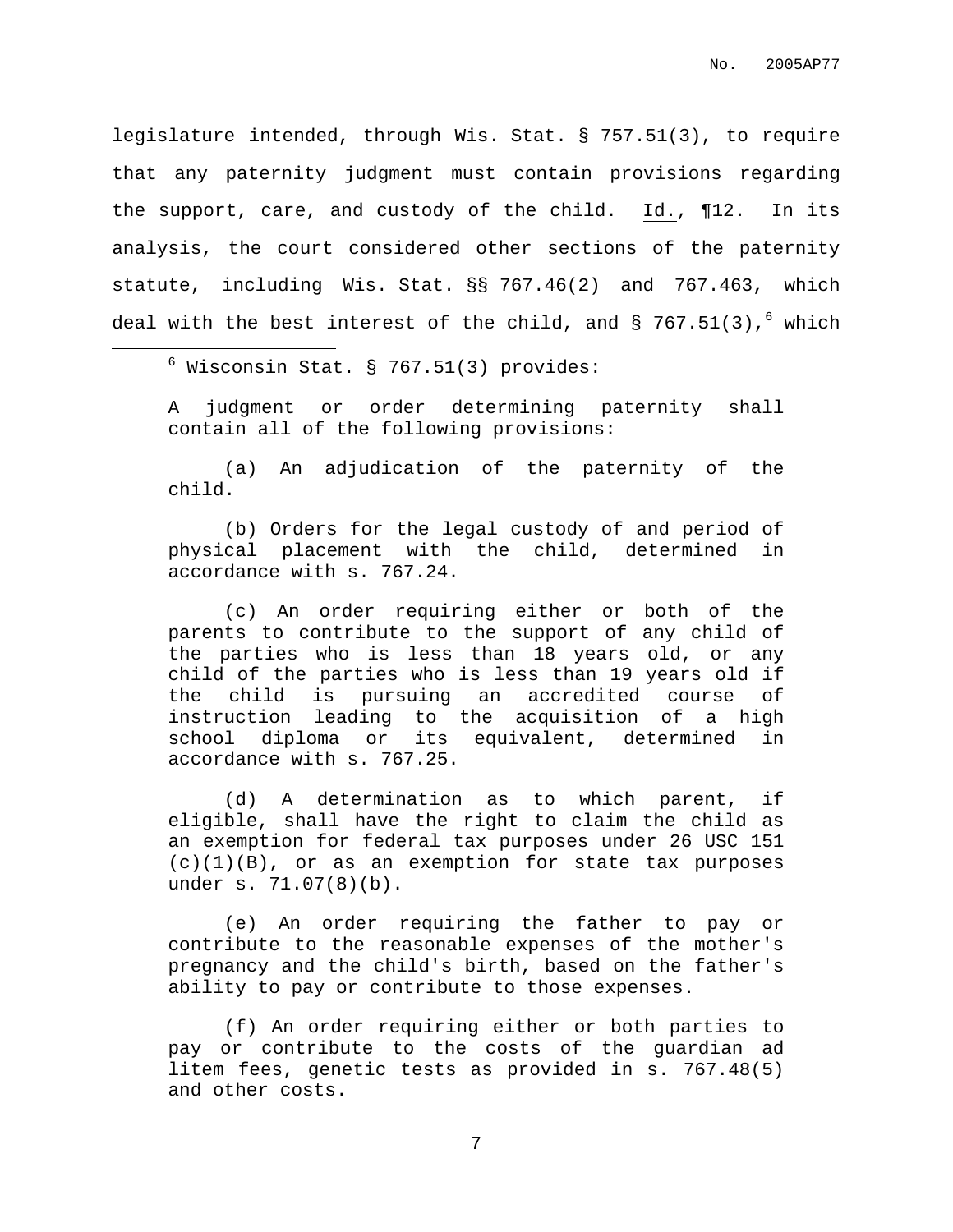legislature intended, through Wis. Stat. § 757.51(3), to require that any paternity judgment must contain provisions regarding the support, care, and custody of the child. Id., ¶12. In its analysis, the court considered other sections of the paternity statute, including Wis. Stat. §§ 767.46(2) and 767.463, which deal with the best interest of the child, and § 767.51(3),[6] which

---

[6] Wisconsin Stat. § 767.51(3) provides:

> A judgment or order determining paternity shall contain all of the following provisions:
>
> (a) An adjudication of the paternity of the child.
>
> (b) Orders for the legal custody of and period of physical placement with the child, determined in accordance with s. 767.24.
>
> (c) An order requiring either or both of the parents to contribute to the support of any child of the parties who is less than 18 years old, or any child of the parties who is less than 19 years old if the child is pursuing an accredited course of instruction leading to the acquisition of a high school diploma or its equivalent, determined in accordance with s. 767.25.
>
> (d) A determination as to which parent, if eligible, shall have the right to claim the child as an exemption for federal tax purposes under 26 USC 151 (c)(1)(B), or as an exemption for state tax purposes under s. 71.07(8)(b).
>
> (e) An order requiring the father to pay or contribute to the reasonable expenses of the mother's pregnancy and the child's birth, based on the father's ability to pay or contribute to those expenses.
>
> (f) An order requiring either or both parties to pay or contribute to the costs of the guardian ad litem fees, genetic tests as provided in s. 767.48(5) and other costs.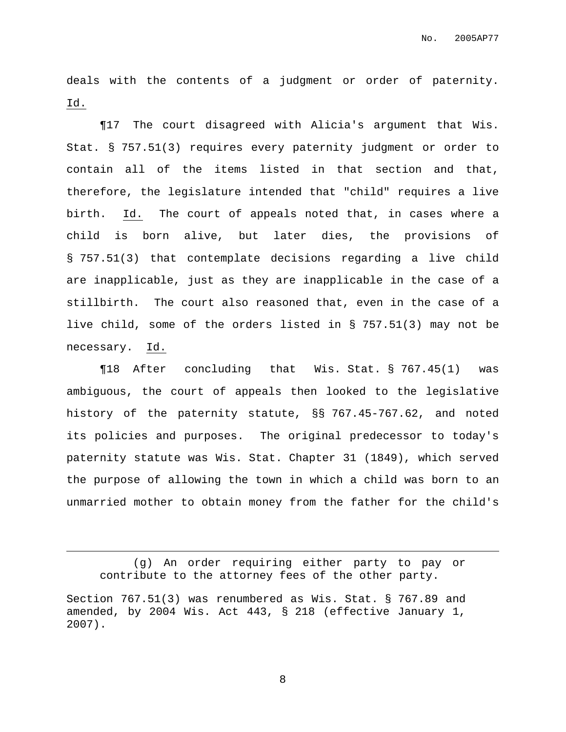deals with the contents of a judgment or order of paternity. Id.

¶17 The court disagreed with Alicia's argument that Wis. Stat. § 757.51(3) requires every paternity judgment or order to contain all of the items listed in that section and that, therefore, the legislature intended that "child" requires a live birth. Id. The court of appeals noted that, in cases where a child is born alive, but later dies, the provisions of § 757.51(3) that contemplate decisions regarding a live child are inapplicable, just as they are inapplicable in the case of a stillbirth. The court also reasoned that, even in the case of a live child, some of the orders listed in § 757.51(3) may not be necessary. Id.

¶18 After concluding that Wis. Stat. § 767.45(1) was ambiguous, the court of appeals then looked to the legislative history of the paternity statute, §§ 767.45-767.62, and noted its policies and purposes. The original predecessor to today's paternity statute was Wis. Stat. Chapter 31 (1849), which served the purpose of allowing the town in which a child was born to an unmarried mother to obtain money from the father for the child's

---

(g) An order requiring either party to pay or contribute to the attorney fees of the other party.

Section 767.51(3) was renumbered as Wis. Stat. § 767.89 and amended, by 2004 Wis. Act 443, § 218 (effective January 1, 2007).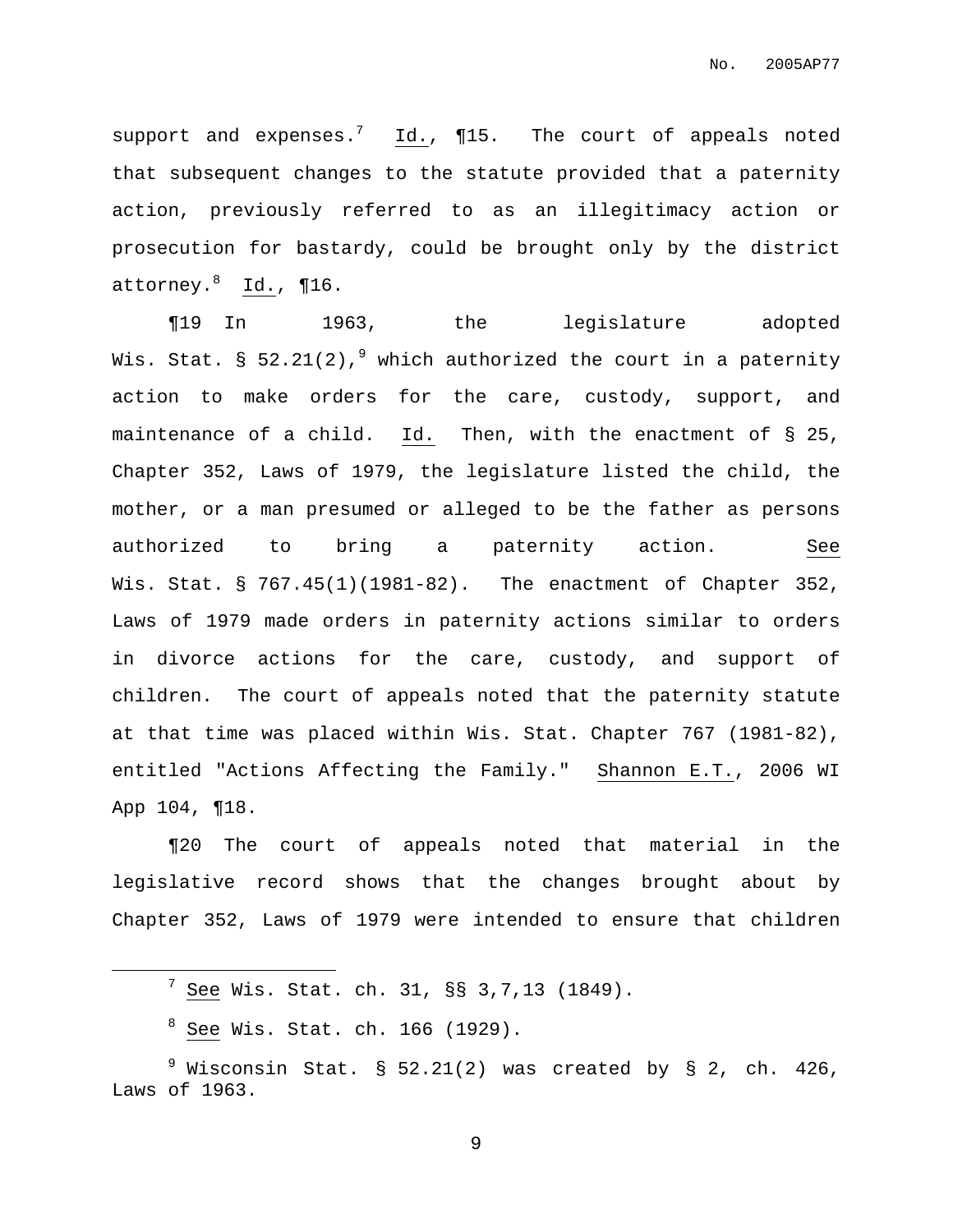support and expenses.[7] Id., ¶15. The court of appeals noted that subsequent changes to the statute provided that a paternity action, previously referred to as an illegitimacy action or prosecution for bastardy, could be brought only by the district attorney.[8] Id., ¶16.

¶19 In 1963, the legislature adopted Wis. Stat. § 52.21(2),[9] which authorized the court in a paternity action to make orders for the care, custody, support, and maintenance of a child. Id. Then, with the enactment of § 25, Chapter 352, Laws of 1979, the legislature listed the child, the mother, or a man presumed or alleged to be the father as persons authorized to bring a paternity action. See Wis. Stat. § 767.45(1)(1981-82). The enactment of Chapter 352, Laws of 1979 made orders in paternity actions similar to orders in divorce actions for the care, custody, and support of children. The court of appeals noted that the paternity statute at that time was placed within Wis. Stat. Chapter 767 (1981-82), entitled "Actions Affecting the Family." Shannon E.T., 2006 WI App 104, ¶18.

¶20 The court of appeals noted that material in the legislative record shows that the changes brought about by Chapter 352, Laws of 1979 were intended to ensure that children

---

[7] See Wis. Stat. ch. 31, §§ 3,7,13 (1849).

[8] See Wis. Stat. ch. 166 (1929).

[9] Wisconsin Stat. § 52.21(2) was created by § 2, ch. 426, Laws of 1963.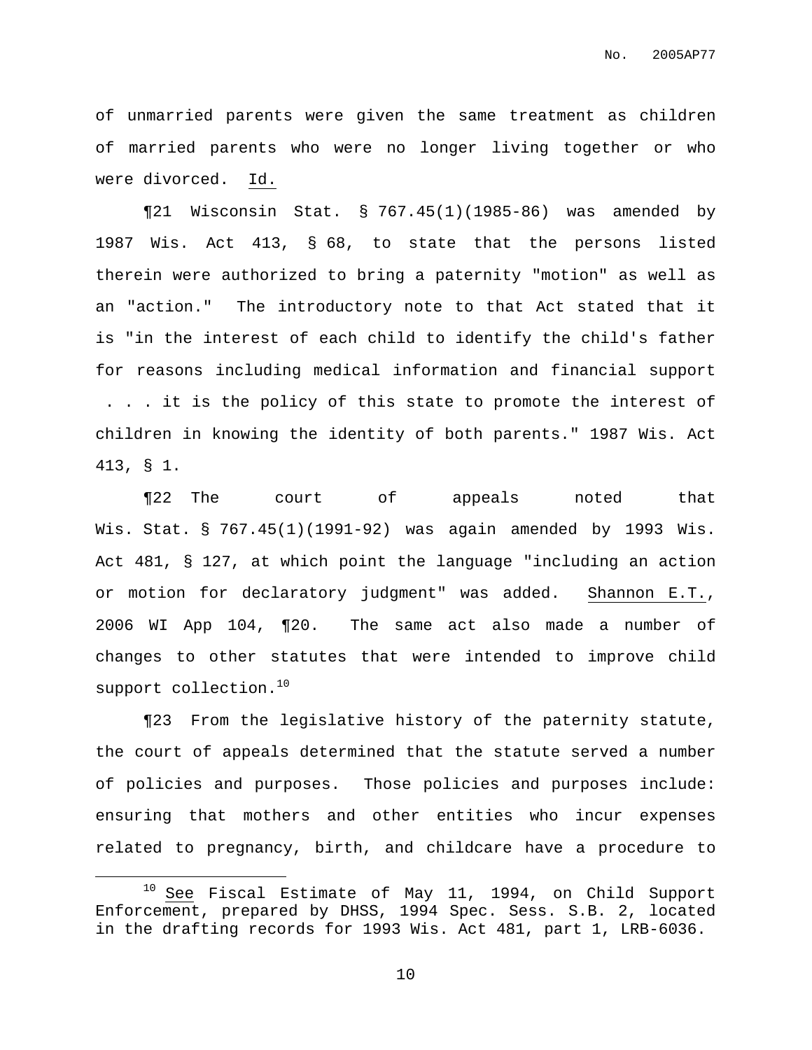of unmarried parents were given the same treatment as children of married parents who were no longer living together or who were divorced. Id.

¶21 Wisconsin Stat. § 767.45(1)(1985-86) was amended by 1987 Wis. Act 413, § 68, to state that the persons listed therein were authorized to bring a paternity "motion" as well as an "action." The introductory note to that Act stated that it is "in the interest of each child to identify the child's father for reasons including medical information and financial support . . . it is the policy of this state to promote the interest of children in knowing the identity of both parents." 1987 Wis. Act 413, § 1.

¶22 The court of appeals noted that Wis. Stat. § 767.45(1)(1991-92) was again amended by 1993 Wis. Act 481, § 127, at which point the language "including an action or motion for declaratory judgment" was added. Shannon E.T., 2006 WI App 104, ¶20. The same act also made a number of changes to other statutes that were intended to improve child support collection.[10]

¶23 From the legislative history of the paternity statute, the court of appeals determined that the statute served a number of policies and purposes. Those policies and purposes include: ensuring that mothers and other entities who incur expenses related to pregnancy, birth, and childcare have a procedure to

---

[10] See Fiscal Estimate of May 11, 1994, on Child Support Enforcement, prepared by DHSS, 1994 Spec. Sess. S.B. 2, located in the drafting records for 1993 Wis. Act 481, part 1, LRB-6036.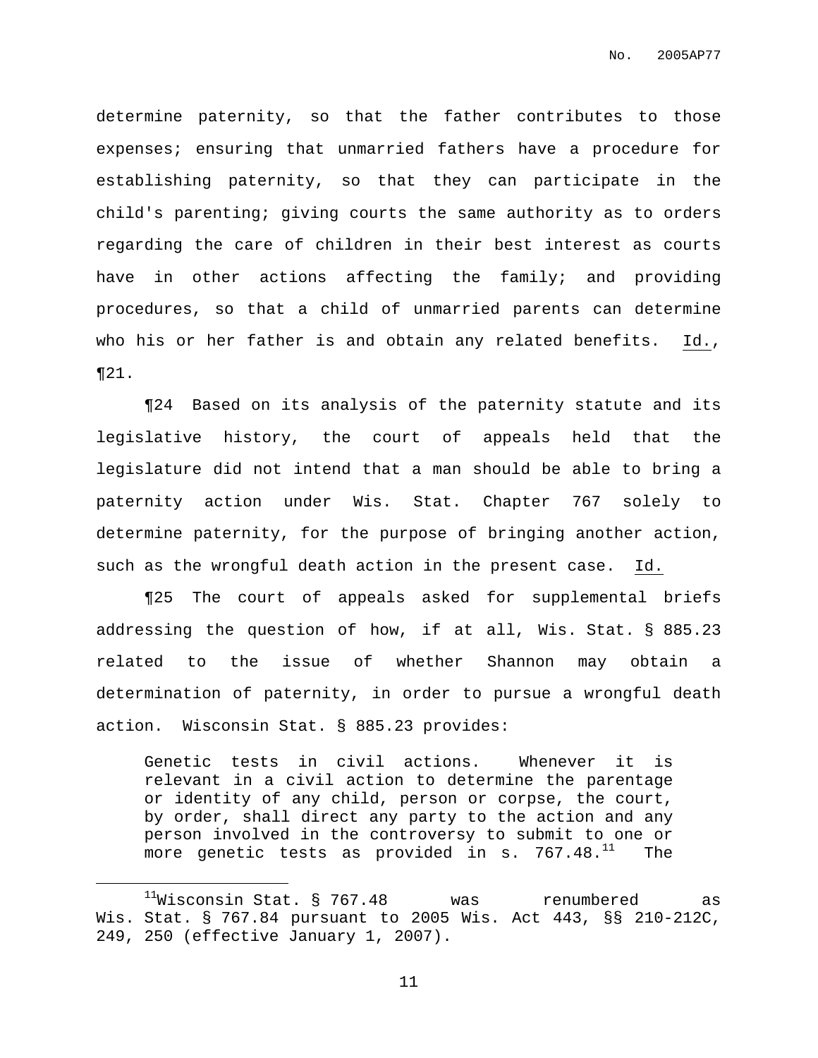determine paternity, so that the father contributes to those expenses; ensuring that unmarried fathers have a procedure for establishing paternity, so that they can participate in the child's parenting; giving courts the same authority as to orders regarding the care of children in their best interest as courts have in other actions affecting the family; and providing procedures, so that a child of unmarried parents can determine who his or her father is and obtain any related benefits. Id., ¶21.

¶24 Based on its analysis of the paternity statute and its legislative history, the court of appeals held that the legislature did not intend that a man should be able to bring a paternity action under Wis. Stat. Chapter 767 solely to determine paternity, for the purpose of bringing another action, such as the wrongful death action in the present case. Id.

¶25 The court of appeals asked for supplemental briefs addressing the question of how, if at all, Wis. Stat. § 885.23 related to the issue of whether Shannon may obtain a determination of paternity, in order to pursue a wrongful death action. Wisconsin Stat. § 885.23 provides:

> Genetic tests in civil actions. Whenever it is relevant in a civil action to determine the parentage or identity of any child, person or corpse, the court, by order, shall direct any party to the action and any person involved in the controversy to submit to one or more genetic tests as provided in s. 767.48.[11] The

---

[11] Wisconsin Stat. § 767.48 was renumbered as Wis. Stat. § 767.84 pursuant to 2005 Wis. Act 443, §§ 210-212C, 249, 250 (effective January 1, 2007).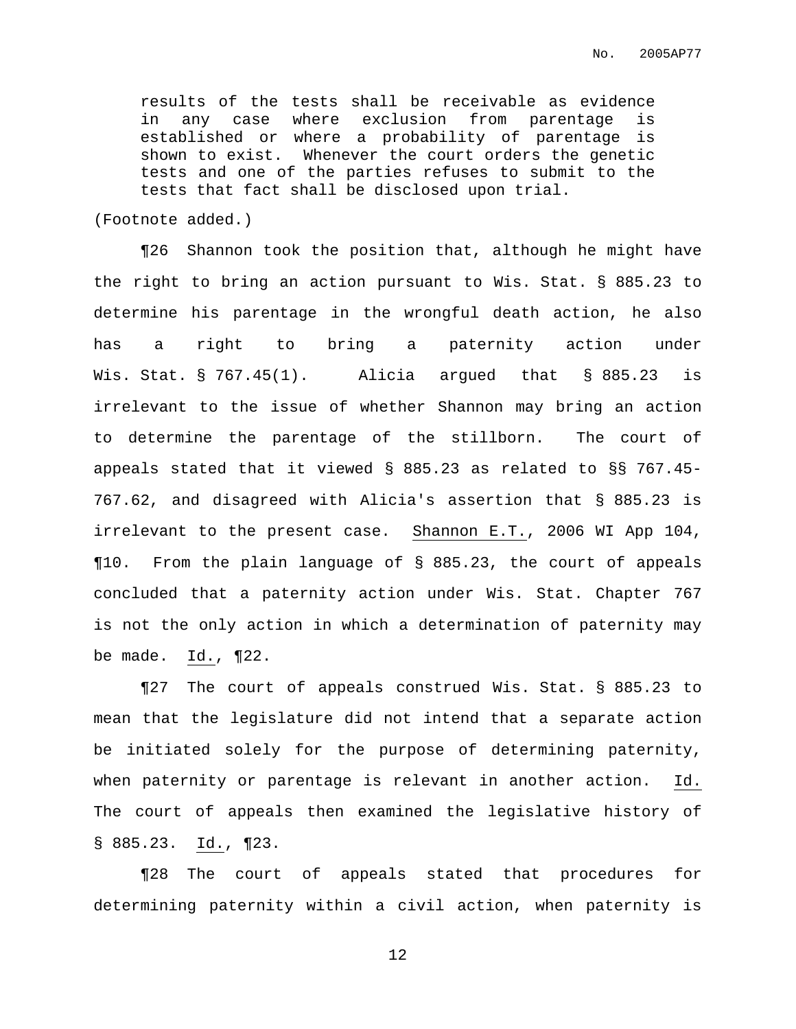> results of the tests shall be receivable as evidence in any case where exclusion from parentage is established or where a probability of parentage is shown to exist. Whenever the court orders the genetic tests and one of the parties refuses to submit to the tests that fact shall be disclosed upon trial.

(Footnote added.)

¶26 Shannon took the position that, although he might have the right to bring an action pursuant to Wis. Stat. § 885.23 to determine his parentage in the wrongful death action, he also has a right to bring a paternity action under Wis. Stat. § 767.45(1). Alicia argued that § 885.23 is irrelevant to the issue of whether Shannon may bring an action to determine the parentage of the stillborn. The court of appeals stated that it viewed § 885.23 as related to §§ 767.45-767.62, and disagreed with Alicia's assertion that § 885.23 is irrelevant to the present case. Shannon E.T., 2006 WI App 104, ¶10. From the plain language of § 885.23, the court of appeals concluded that a paternity action under Wis. Stat. Chapter 767 is not the only action in which a determination of paternity may be made. Id., ¶22.

¶27 The court of appeals construed Wis. Stat. § 885.23 to mean that the legislature did not intend that a separate action be initiated solely for the purpose of determining paternity, when paternity or parentage is relevant in another action. Id. The court of appeals then examined the legislative history of § 885.23. Id., ¶23.

¶28 The court of appeals stated that procedures for determining paternity within a civil action, when paternity is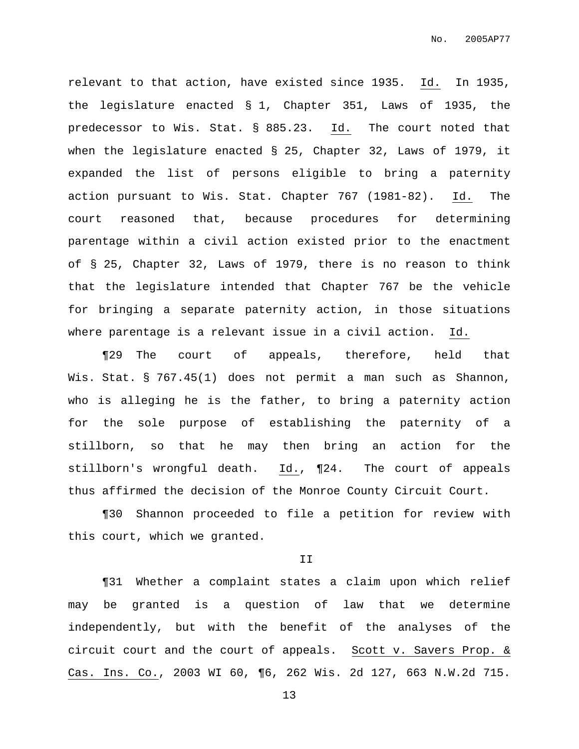relevant to that action, have existed since 1935. Id. In 1935, the legislature enacted § 1, Chapter 351, Laws of 1935, the predecessor to Wis. Stat. § 885.23. Id. The court noted that when the legislature enacted § 25, Chapter 32, Laws of 1979, it expanded the list of persons eligible to bring a paternity action pursuant to Wis. Stat. Chapter 767 (1981-82). Id. The court reasoned that, because procedures for determining parentage within a civil action existed prior to the enactment of § 25, Chapter 32, Laws of 1979, there is no reason to think that the legislature intended that Chapter 767 be the vehicle for bringing a separate paternity action, in those situations where parentage is a relevant issue in a civil action. Id.

¶29 The court of appeals, therefore, held that Wis. Stat. § 767.45(1) does not permit a man such as Shannon, who is alleging he is the father, to bring a paternity action for the sole purpose of establishing the paternity of a stillborn, so that he may then bring an action for the stillborn's wrongful death. Id., ¶24. The court of appeals thus affirmed the decision of the Monroe County Circuit Court.

¶30 Shannon proceeded to file a petition for review with this court, which we granted.

## II

¶31 Whether a complaint states a claim upon which relief may be granted is a question of law that we determine independently, but with the benefit of the analyses of the circuit court and the court of appeals. Scott v. Savers Prop. & Cas. Ins. Co., 2003 WI 60, ¶6, 262 Wis. 2d 127, 663 N.W.2d 715.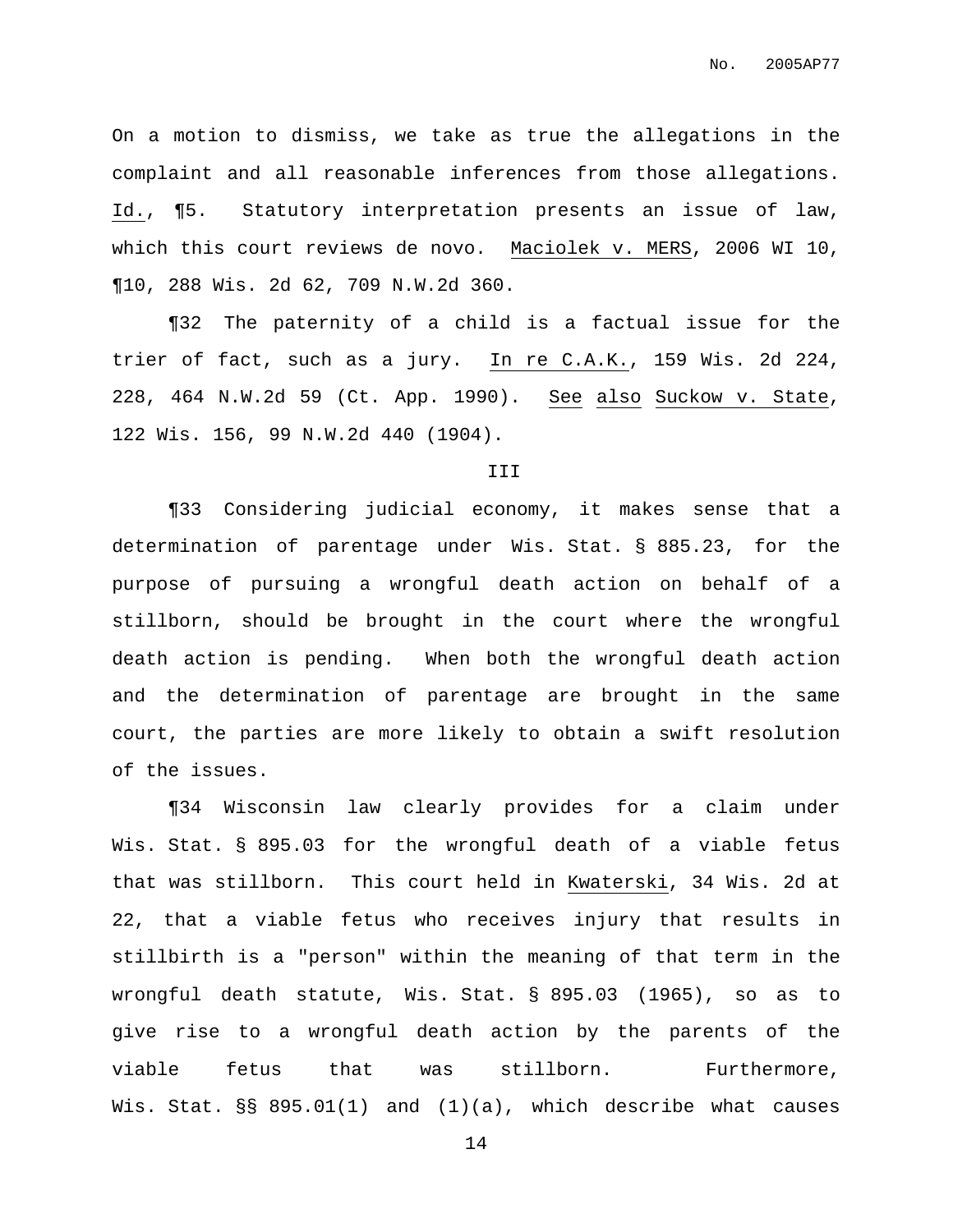On a motion to dismiss, we take as true the allegations in the complaint and all reasonable inferences from those allegations. Id., ¶5. Statutory interpretation presents an issue of law, which this court reviews de novo. Maciolek v. MERS, 2006 WI 10, ¶10, 288 Wis. 2d 62, 709 N.W.2d 360.

¶32 The paternity of a child is a factual issue for the trier of fact, such as a jury. In re C.A.K., 159 Wis. 2d 224, 228, 464 N.W.2d 59 (Ct. App. 1990). See also Suckow v. State, 122 Wis. 156, 99 N.W.2d 440 (1904).

III

¶33 Considering judicial economy, it makes sense that a determination of parentage under Wis. Stat. § 885.23, for the purpose of pursuing a wrongful death action on behalf of a stillborn, should be brought in the court where the wrongful death action is pending. When both the wrongful death action and the determination of parentage are brought in the same court, the parties are more likely to obtain a swift resolution of the issues.

¶34 Wisconsin law clearly provides for a claim under Wis. Stat. § 895.03 for the wrongful death of a viable fetus that was stillborn. This court held in Kwaterski, 34 Wis. 2d at 22, that a viable fetus who receives injury that results in stillbirth is a "person" within the meaning of that term in the wrongful death statute, Wis. Stat. § 895.03 (1965), so as to give rise to a wrongful death action by the parents of the viable fetus that was stillborn. Furthermore, Wis. Stat. §§ 895.01(1) and (1)(a), which describe what causes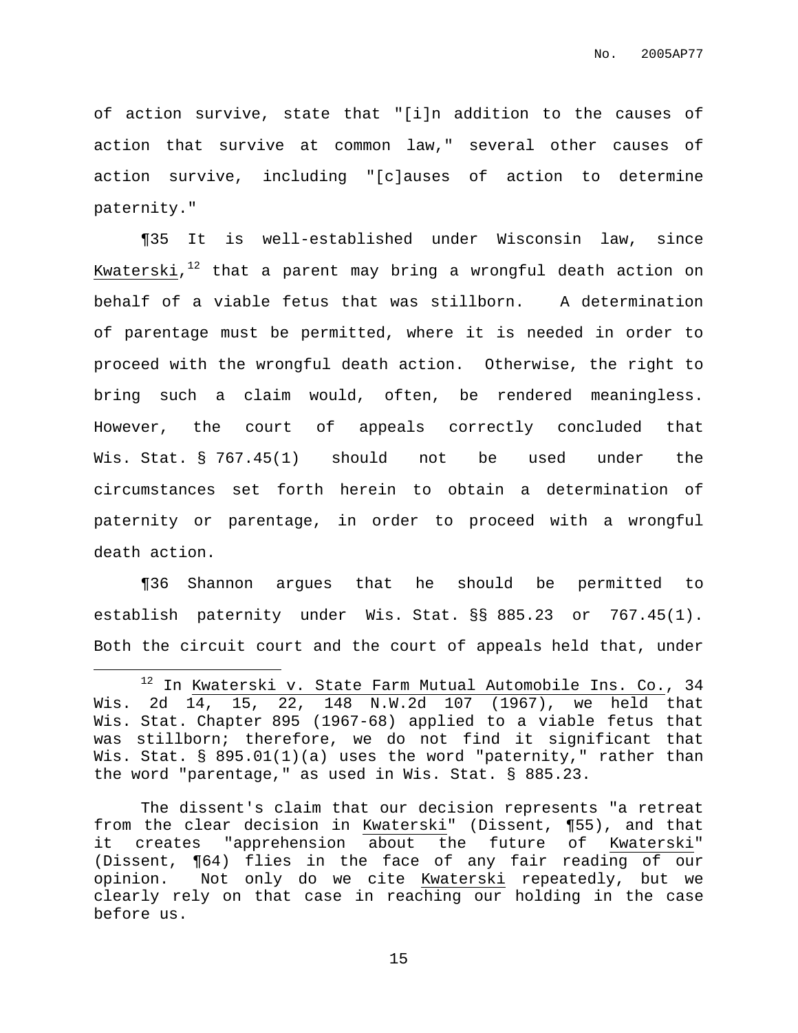of action survive, state that "[i]n addition to the causes of action that survive at common law," several other causes of action survive, including "[c]auses of action to determine paternity."

¶35 It is well-established under Wisconsin law, since Kwaterski,[12] that a parent may bring a wrongful death action on behalf of a viable fetus that was stillborn. A determination of parentage must be permitted, where it is needed in order to proceed with the wrongful death action. Otherwise, the right to bring such a claim would, often, be rendered meaningless. However, the court of appeals correctly concluded that Wis. Stat. § 767.45(1) should not be used under the circumstances set forth herein to obtain a determination of paternity or parentage, in order to proceed with a wrongful death action.

¶36 Shannon argues that he should be permitted to establish paternity under Wis. Stat. §§ 885.23 or 767.45(1). Both the circuit court and the court of appeals held that, under

---

[12] In Kwaterski v. State Farm Mutual Automobile Ins. Co., 34 Wis. 2d 14, 15, 22, 148 N.W.2d 107 (1967), we held that Wis. Stat. Chapter 895 (1967-68) applied to a viable fetus that was stillborn; therefore, we do not find it significant that Wis. Stat. § 895.01(1)(a) uses the word "paternity," rather than the word "parentage," as used in Wis. Stat. § 885.23.

The dissent's claim that our decision represents "a retreat from the clear decision in Kwaterski" (Dissent, ¶55), and that it creates "apprehension about the future of Kwaterski" (Dissent, ¶64) flies in the face of any fair reading of our opinion. Not only do we cite Kwaterski repeatedly, but we clearly rely on that case in reaching our holding in the case before us.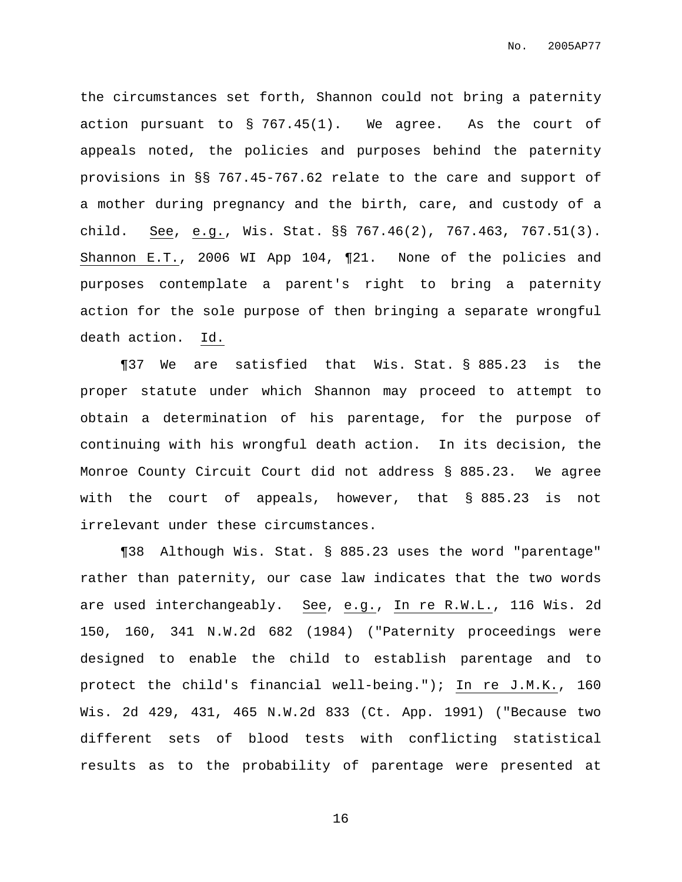the circumstances set forth, Shannon could not bring a paternity action pursuant to § 767.45(1). We agree. As the court of appeals noted, the policies and purposes behind the paternity provisions in §§ 767.45-767.62 relate to the care and support of a mother during pregnancy and the birth, care, and custody of a child. See, e.g., Wis. Stat. §§ 767.46(2), 767.463, 767.51(3). Shannon E.T., 2006 WI App 104, ¶21. None of the policies and purposes contemplate a parent's right to bring a paternity action for the sole purpose of then bringing a separate wrongful death action. Id.

¶37 We are satisfied that Wis. Stat. § 885.23 is the proper statute under which Shannon may proceed to attempt to obtain a determination of his parentage, for the purpose of continuing with his wrongful death action. In its decision, the Monroe County Circuit Court did not address § 885.23. We agree with the court of appeals, however, that § 885.23 is not irrelevant under these circumstances.

¶38 Although Wis. Stat. § 885.23 uses the word "parentage" rather than paternity, our case law indicates that the two words are used interchangeably. See, e.g., In re R.W.L., 116 Wis. 2d 150, 160, 341 N.W.2d 682 (1984) ("Paternity proceedings were designed to enable the child to establish parentage and to protect the child's financial well-being."); In re J.M.K., 160 Wis. 2d 429, 431, 465 N.W.2d 833 (Ct. App. 1991) ("Because two different sets of blood tests with conflicting statistical results as to the probability of parentage were presented at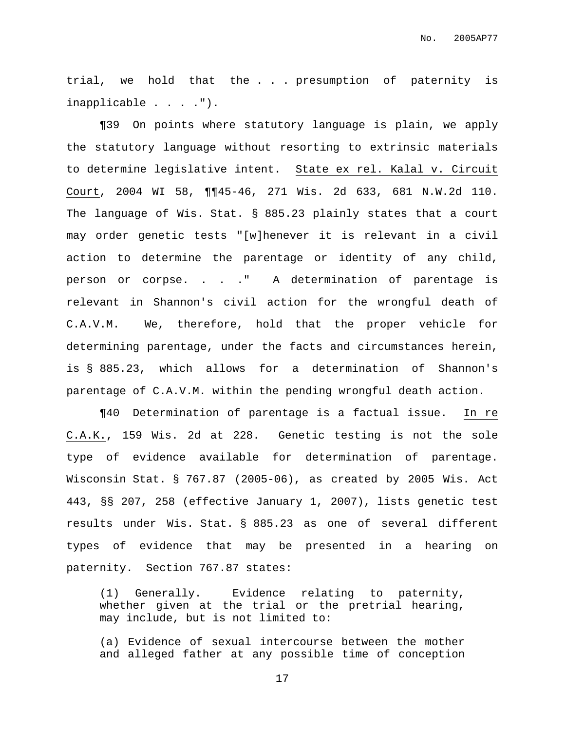trial, we hold that the . . . presumption of paternity is inapplicable . . . .").

¶39 On points where statutory language is plain, we apply the statutory language without resorting to extrinsic materials to determine legislative intent. State ex rel. Kalal v. Circuit Court, 2004 WI 58, ¶¶45-46, 271 Wis. 2d 633, 681 N.W.2d 110. The language of Wis. Stat. § 885.23 plainly states that a court may order genetic tests "[w]henever it is relevant in a civil action to determine the parentage or identity of any child, person or corpse. . . ." A determination of parentage is relevant in Shannon's civil action for the wrongful death of C.A.V.M. We, therefore, hold that the proper vehicle for determining parentage, under the facts and circumstances herein, is § 885.23, which allows for a determination of Shannon's parentage of C.A.V.M. within the pending wrongful death action.

¶40 Determination of parentage is a factual issue. In re C.A.K., 159 Wis. 2d at 228. Genetic testing is not the sole type of evidence available for determination of parentage. Wisconsin Stat. § 767.87 (2005-06), as created by 2005 Wis. Act 443, §§ 207, 258 (effective January 1, 2007), lists genetic test results under Wis. Stat. § 885.23 as one of several different types of evidence that may be presented in a hearing on paternity. Section 767.87 states:

> (1) Generally. Evidence relating to paternity, whether given at the trial or the pretrial hearing, may include, but is not limited to:
>
> (a) Evidence of sexual intercourse between the mother and alleged father at any possible time of conception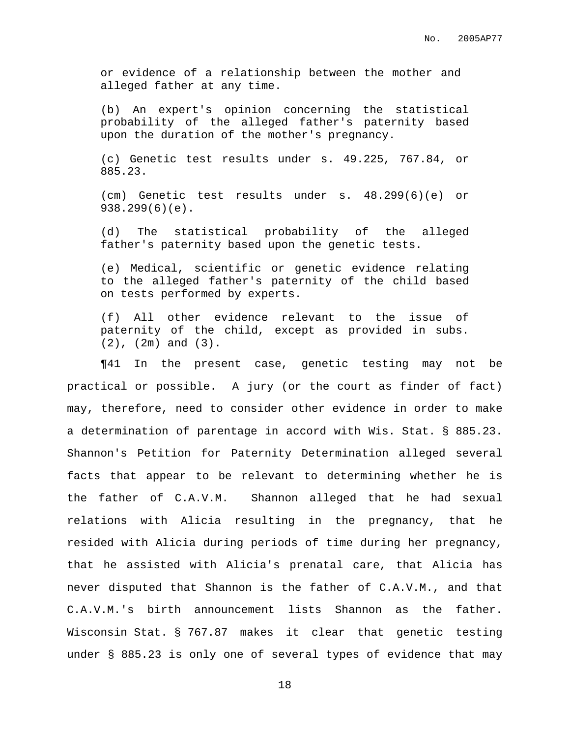> or evidence of a relationship between the mother and alleged father at any time.
>
> (b) An expert's opinion concerning the statistical probability of the alleged father's paternity based upon the duration of the mother's pregnancy.
>
> (c) Genetic test results under s. 49.225, 767.84, or 885.23.
>
> (cm) Genetic test results under s. 48.299(6)(e) or 938.299(6)(e).
>
> (d) The statistical probability of the alleged father's paternity based upon the genetic tests.
>
> (e) Medical, scientific or genetic evidence relating to the alleged father's paternity of the child based on tests performed by experts.
>
> (f) All other evidence relevant to the issue of paternity of the child, except as provided in subs. (2), (2m) and (3).

¶41 In the present case, genetic testing may not be practical or possible. A jury (or the court as finder of fact) may, therefore, need to consider other evidence in order to make a determination of parentage in accord with Wis. Stat. § 885.23. Shannon's Petition for Paternity Determination alleged several facts that appear to be relevant to determining whether he is the father of C.A.V.M. Shannon alleged that he had sexual relations with Alicia resulting in the pregnancy, that he resided with Alicia during periods of time during her pregnancy, that he assisted with Alicia's prenatal care, that Alicia has never disputed that Shannon is the father of C.A.V.M., and that C.A.V.M.'s birth announcement lists Shannon as the father. Wisconsin Stat. § 767.87 makes it clear that genetic testing under § 885.23 is only one of several types of evidence that may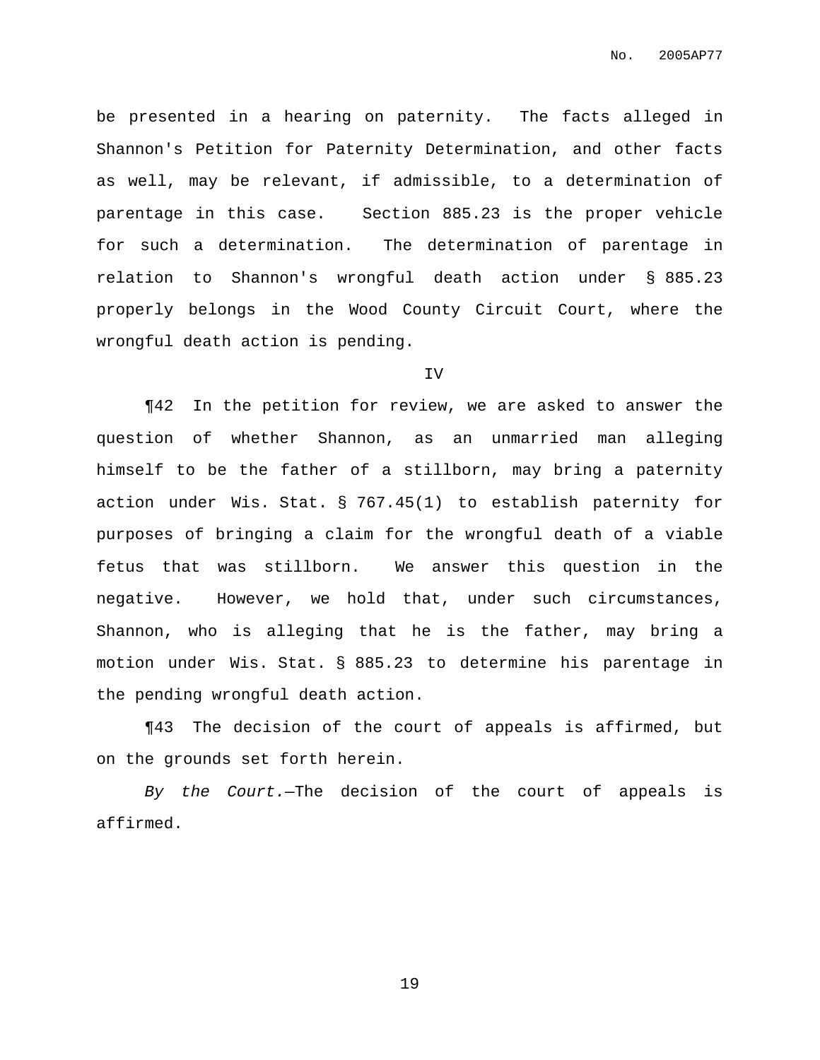be presented in a hearing on paternity. The facts alleged in Shannon's Petition for Paternity Determination, and other facts as well, may be relevant, if admissible, to a determination of parentage in this case. Section 885.23 is the proper vehicle for such a determination. The determination of parentage in relation to Shannon's wrongful death action under § 885.23 properly belongs in the Wood County Circuit Court, where the wrongful death action is pending.

IV

¶42 In the petition for review, we are asked to answer the question of whether Shannon, as an unmarried man alleging himself to be the father of a stillborn, may bring a paternity action under Wis. Stat. § 767.45(1) to establish paternity for purposes of bringing a claim for the wrongful death of a viable fetus that was stillborn. We answer this question in the negative. However, we hold that, under such circumstances, Shannon, who is alleging that he is the father, may bring a motion under Wis. Stat. § 885.23 to determine his parentage in the pending wrongful death action.

¶43 The decision of the court of appeals is affirmed, but on the grounds set forth herein.

*By the Court.*—The decision of the court of appeals is affirmed.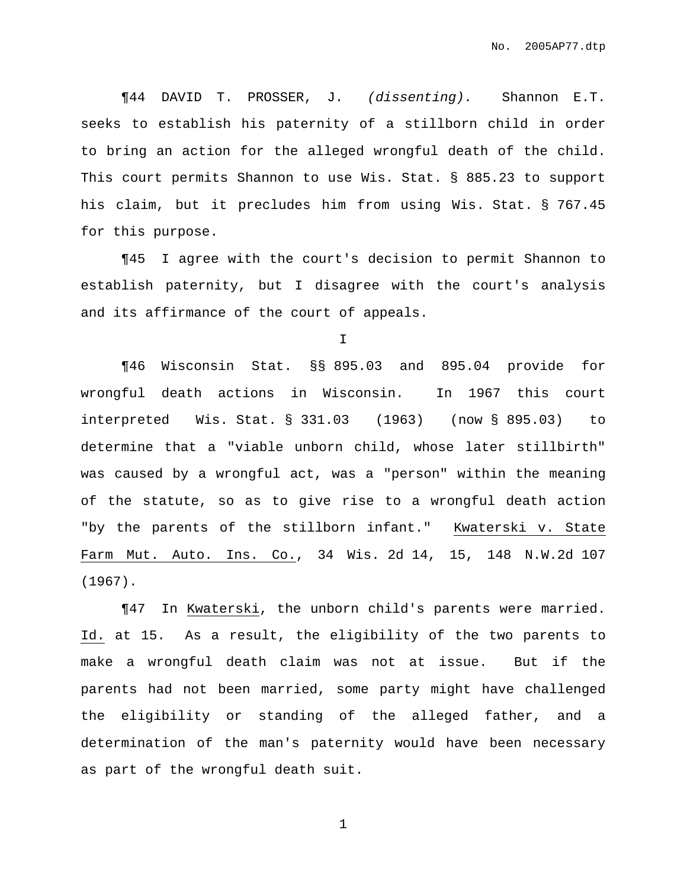¶44 DAVID T. PROSSER, J. *(dissenting).* Shannon E.T. seeks to establish his paternity of a stillborn child in order to bring an action for the alleged wrongful death of the child. This court permits Shannon to use Wis. Stat. § 885.23 to support his claim, but it precludes him from using Wis. Stat. § 767.45 for this purpose.

¶45 I agree with the court's decision to permit Shannon to establish paternity, but I disagree with the court's analysis and its affirmance of the court of appeals.

I

¶46 Wisconsin Stat. §§ 895.03 and 895.04 provide for wrongful death actions in Wisconsin. In 1967 this court interpreted Wis. Stat. § 331.03 (1963) (now § 895.03) to determine that a "viable unborn child, whose later stillbirth" was caused by a wrongful act, was a "person" within the meaning of the statute, so as to give rise to a wrongful death action "by the parents of the stillborn infant." Kwaterski v. State Farm Mut. Auto. Ins. Co., 34 Wis. 2d 14, 15, 148 N.W.2d 107 (1967).

¶47 In Kwaterski, the unborn child's parents were married. Id. at 15. As a result, the eligibility of the two parents to make a wrongful death claim was not at issue. But if the parents had not been married, some party might have challenged the eligibility or standing of the alleged father, and a determination of the man's paternity would have been necessary as part of the wrongful death suit.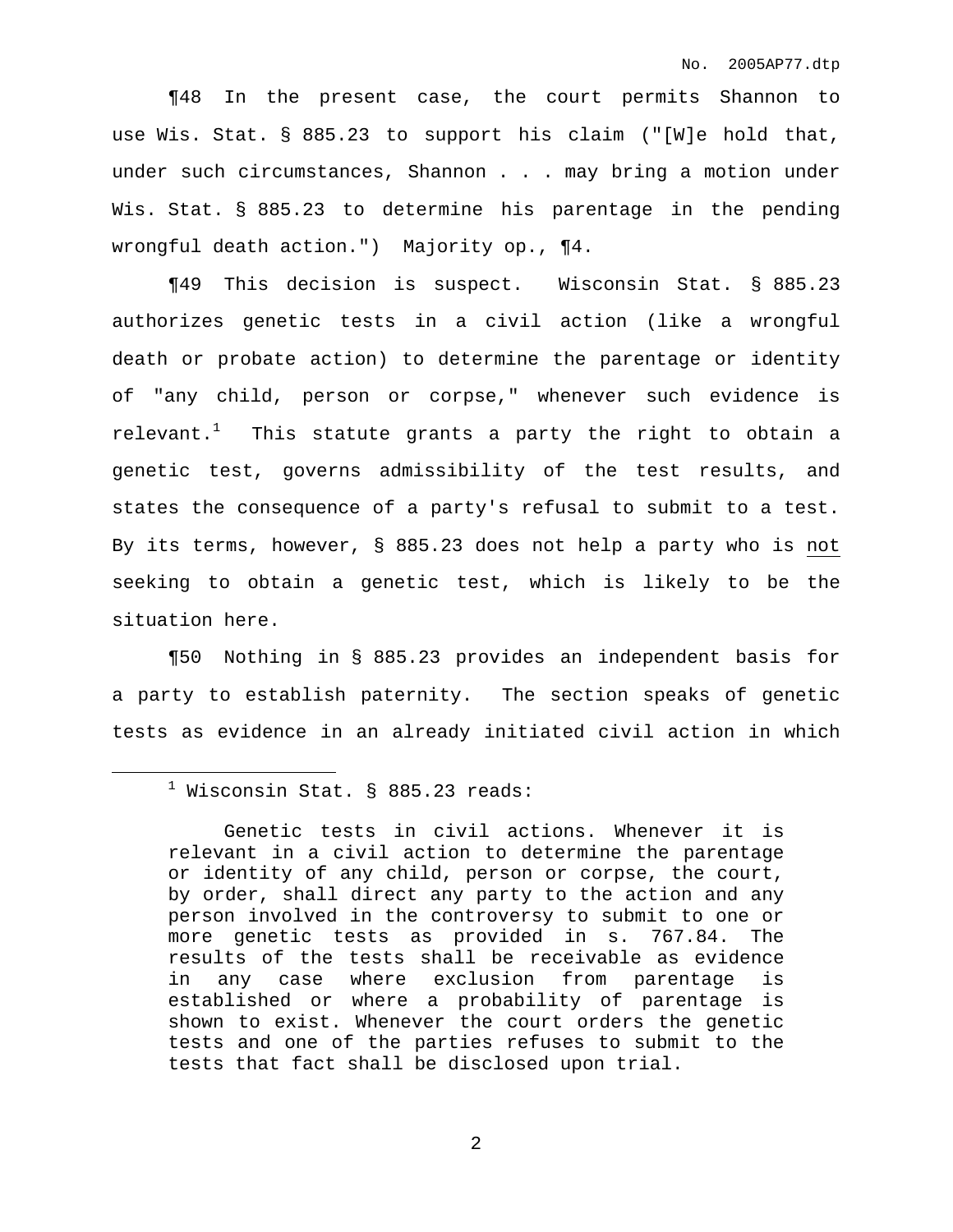¶48 In the present case, the court permits Shannon to use Wis. Stat. § 885.23 to support his claim ("[W]e hold that, under such circumstances, Shannon . . . may bring a motion under Wis. Stat. § 885.23 to determine his parentage in the pending wrongful death action.") Majority op., ¶4.

¶49 This decision is suspect. Wisconsin Stat. § 885.23 authorizes genetic tests in a civil action (like a wrongful death or probate action) to determine the parentage or identity of "any child, person or corpse," whenever such evidence is relevant.[1] This statute grants a party the right to obtain a genetic test, governs admissibility of the test results, and states the consequence of a party's refusal to submit to a test. By its terms, however, § 885.23 does not help a party who is <u>not</u> seeking to obtain a genetic test, which is likely to be the situation here.

¶50 Nothing in § 885.23 provides an independent basis for a party to establish paternity. The section speaks of genetic tests as evidence in an already initiated civil action in which

---

[1] Wisconsin Stat. § 885.23 reads:

> Genetic tests in civil actions. Whenever it is relevant in a civil action to determine the parentage or identity of any child, person or corpse, the court, by order, shall direct any party to the action and any person involved in the controversy to submit to one or more genetic tests as provided in s. 767.84. The results of the tests shall be receivable as evidence in any case where exclusion from parentage is established or where a probability of parentage is shown to exist. Whenever the court orders the genetic tests and one of the parties refuses to submit to the tests that fact shall be disclosed upon trial.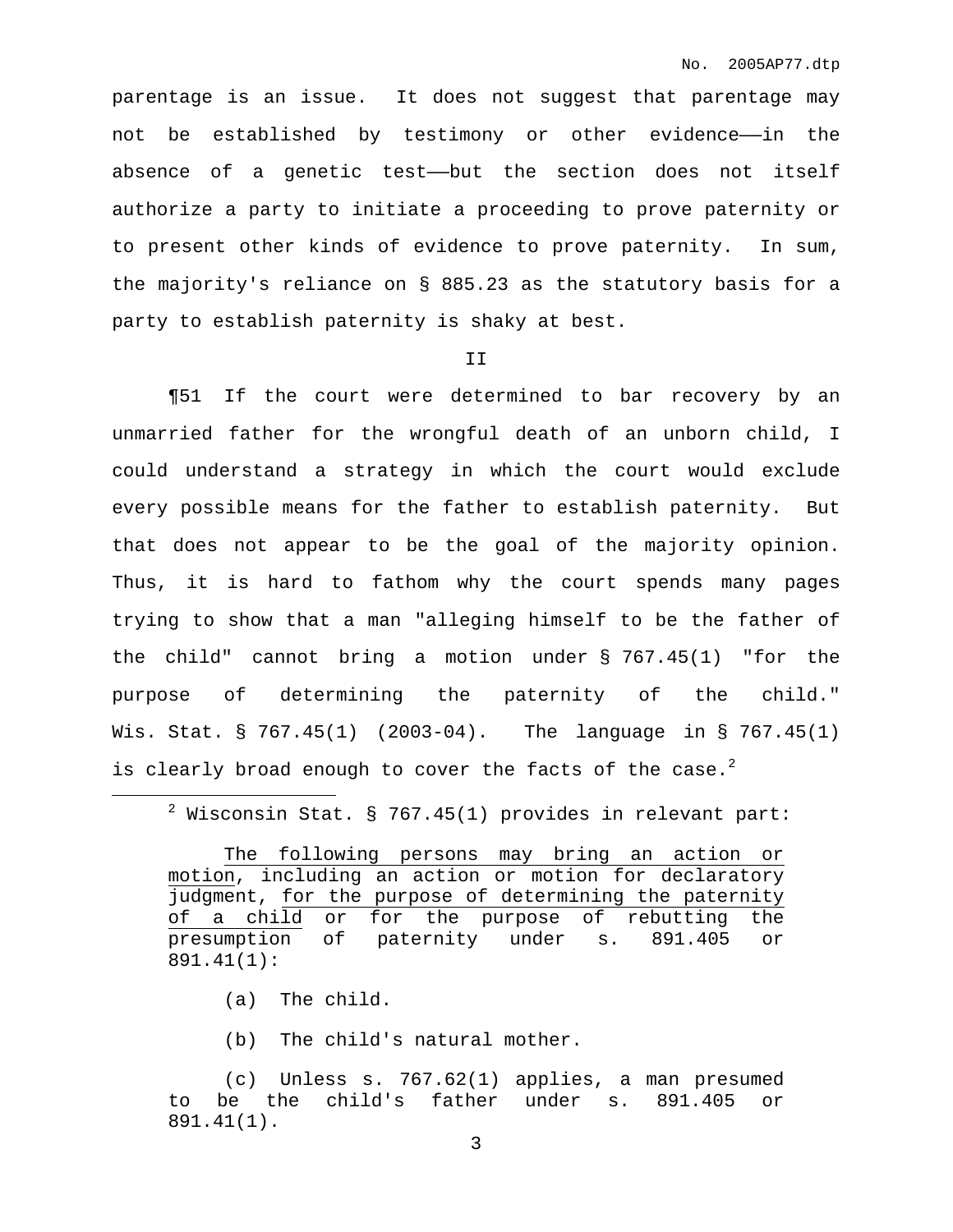parentage is an issue. It does not suggest that parentage may not be established by testimony or other evidence——in the absence of a genetic test——but the section does not itself authorize a party to initiate a proceeding to prove paternity or to present other kinds of evidence to prove paternity. In sum, the majority's reliance on § 885.23 as the statutory basis for a party to establish paternity is shaky at best.

II

¶51 If the court were determined to bar recovery by an unmarried father for the wrongful death of an unborn child, I could understand a strategy in which the court would exclude every possible means for the father to establish paternity. But that does not appear to be the goal of the majority opinion. Thus, it is hard to fathom why the court spends many pages trying to show that a man "alleging himself to be the father of the child" cannot bring a motion under § 767.45(1) "for the purpose of determining the paternity of the child." Wis. Stat. § 767.45(1) (2003-04). The language in § 767.45(1) is clearly broad enough to cover the facts of the case.[2]

---

[2] Wisconsin Stat. § 767.45(1) provides in relevant part:

> <u>The following persons may bring an action or motion</u>, including an action or motion for declaratory judgment, <u>for the purpose of determining the paternity of a child</u> or for the purpose of rebutting the presumption of paternity under s. 891.405 or 891.41(1):
>
> (a) The child.
>
> (b) The child's natural mother.
>
> (c) Unless s. 767.62(1) applies, a man presumed to be the child's father under s. 891.405 or 891.41(1).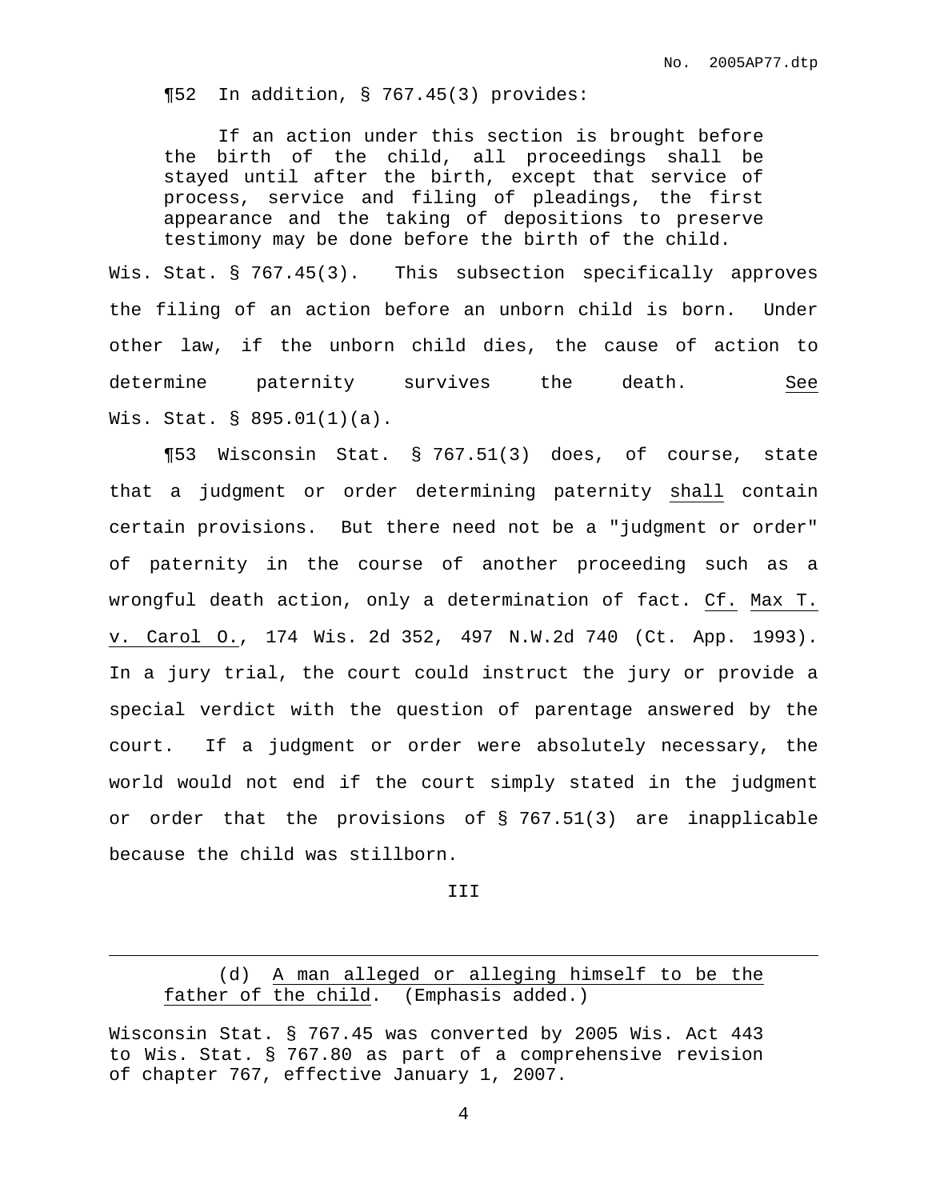¶52 In addition, § 767.45(3) provides:

> If an action under this section is brought before the birth of the child, all proceedings shall be stayed until after the birth, except that service of process, service and filing of pleadings, the first appearance and the taking of depositions to preserve testimony may be done before the birth of the child.

Wis. Stat. § 767.45(3). This subsection specifically approves the filing of an action before an unborn child is born. Under other law, if the unborn child dies, the cause of action to determine paternity survives the death. See Wis. Stat. § 895.01(1)(a).

¶53 Wisconsin Stat. § 767.51(3) does, of course, state that a judgment or order determining paternity shall contain certain provisions. But there need not be a "judgment or order" of paternity in the course of another proceeding such as a wrongful death action, only a determination of fact. Cf. Max T. v. Carol O., 174 Wis. 2d 352, 497 N.W.2d 740 (Ct. App. 1993). In a jury trial, the court could instruct the jury or provide a special verdict with the question of parentage answered by the court. If a judgment or order were absolutely necessary, the world would not end if the court simply stated in the judgment or order that the provisions of § 767.51(3) are inapplicable because the child was stillborn.

III

---

> (d) A man alleged or alleging himself to be the father of the child. (Emphasis added.)

Wisconsin Stat. § 767.45 was converted by 2005 Wis. Act 443 to Wis. Stat. § 767.80 as part of a comprehensive revision of chapter 767, effective January 1, 2007.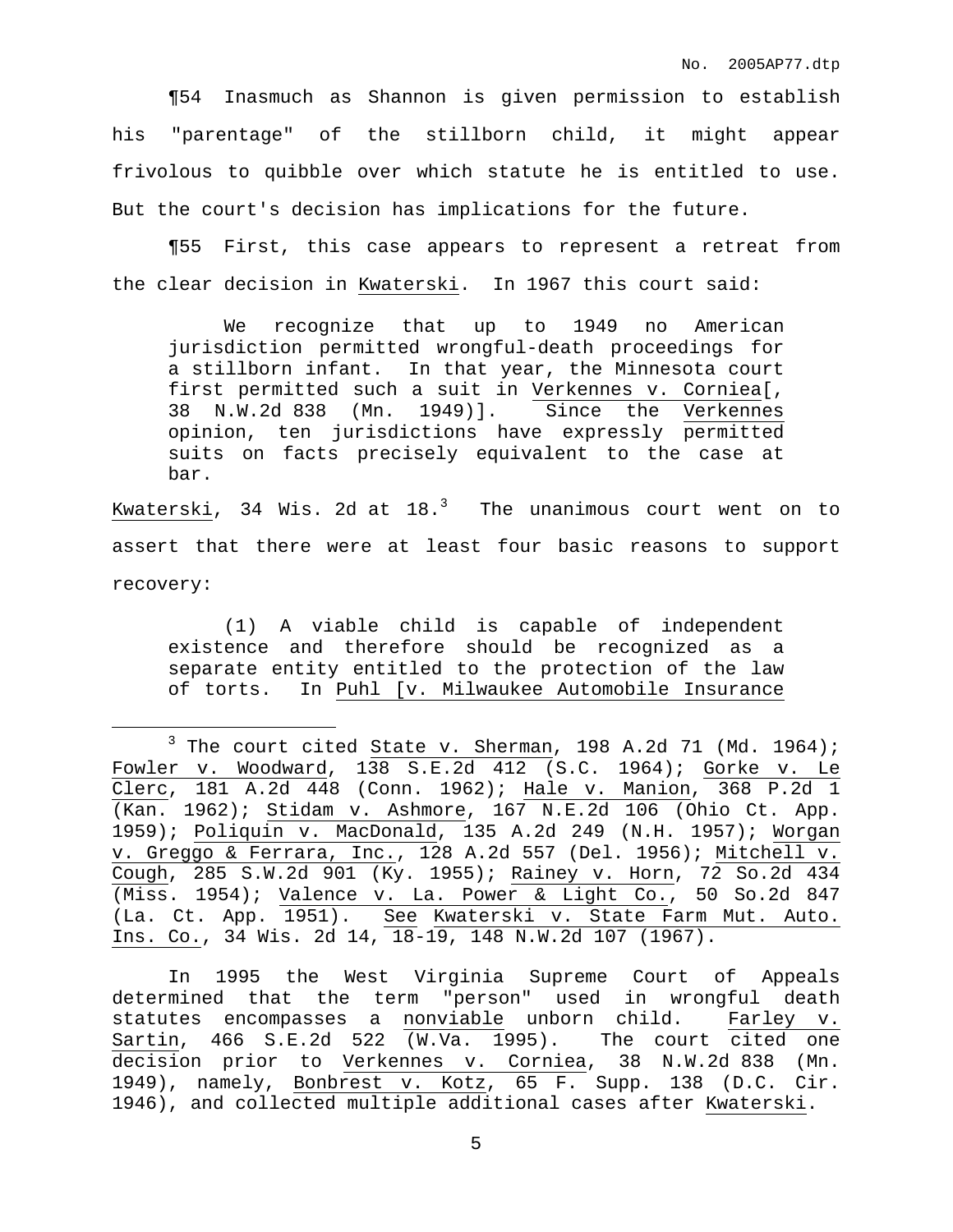¶54 Inasmuch as Shannon is given permission to establish his "parentage" of the stillborn child, it might appear frivolous to quibble over which statute he is entitled to use. But the court's decision has implications for the future.

¶55 First, this case appears to represent a retreat from the clear decision in Kwaterski. In 1967 this court said:

> We recognize that up to 1949 no American jurisdiction permitted wrongful-death proceedings for a stillborn infant. In that year, the Minnesota court first permitted such a suit in Verkennes v. Corniea[, 38 N.W.2d 838 (Mn. 1949)]. Since the Verkennes opinion, ten jurisdictions have expressly permitted suits on facts precisely equivalent to the case at bar.

Kwaterski, 34 Wis. 2d at 18.[3] The unanimous court went on to assert that there were at least four basic reasons to support recovery:

> (1) A viable child is capable of independent existence and therefore should be recognized as a separate entity entitled to the protection of the law of torts. In Puhl [v. Milwaukee Automobile Insurance

---

[3] The court cited State v. Sherman, 198 A.2d 71 (Md. 1964); Fowler v. Woodward, 138 S.E.2d 412 (S.C. 1964); Gorke v. Le Clerc, 181 A.2d 448 (Conn. 1962); Hale v. Manion, 368 P.2d 1 (Kan. 1962); Stidam v. Ashmore, 167 N.E.2d 106 (Ohio Ct. App. 1959); Poliquin v. MacDonald, 135 A.2d 249 (N.H. 1957); Worgan v. Greggo & Ferrara, Inc., 128 A.2d 557 (Del. 1956); Mitchell v. Cough, 285 S.W.2d 901 (Ky. 1955); Rainey v. Horn, 72 So.2d 434 (Miss. 1954); Valence v. La. Power & Light Co., 50 So.2d 847 (La. Ct. App. 1951). See Kwaterski v. State Farm Mut. Auto. Ins. Co., 34 Wis. 2d 14, 18-19, 148 N.W.2d 107 (1967).

In 1995 the West Virginia Supreme Court of Appeals determined that the term "person" used in wrongful death statutes encompasses a nonviable unborn child. Farley v. Sartin, 466 S.E.2d 522 (W.Va. 1995). The court cited one decision prior to Verkennes v. Corniea, 38 N.W.2d 838 (Mn. 1949), namely, Bonbrest v. Kotz, 65 F. Supp. 138 (D.C. Cir. 1946), and collected multiple additional cases after Kwaterski.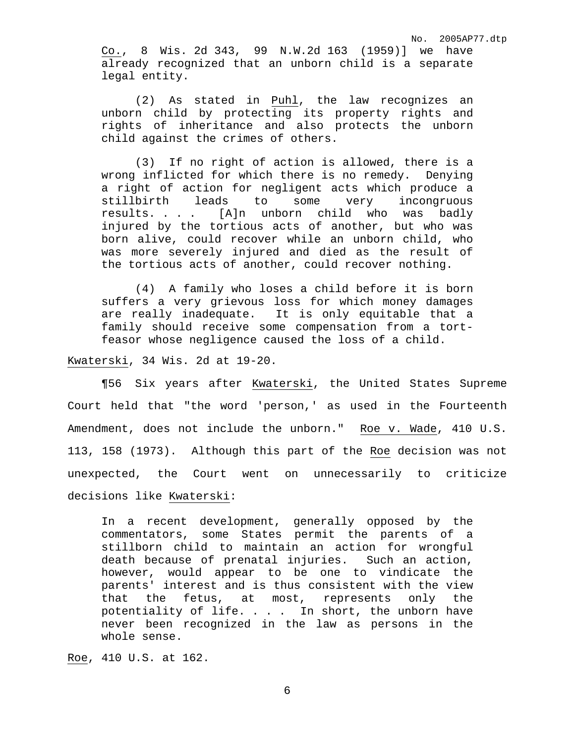> Co., 8 Wis. 2d 343, 99 N.W.2d 163 (1959)] we have already recognized that an unborn child is a separate legal entity.
>
> (2) As stated in Puhl, the law recognizes an unborn child by protecting its property rights and rights of inheritance and also protects the unborn child against the crimes of others.
>
> (3) If no right of action is allowed, there is a wrong inflicted for which there is no remedy. Denying a right of action for negligent acts which produce a stillbirth leads to some very incongruous results. . . . [A]n unborn child who was badly injured by the tortious acts of another, but who was born alive, could recover while an unborn child, who was more severely injured and died as the result of the tortious acts of another, could recover nothing.
>
> (4) A family who loses a child before it is born suffers a very grievous loss for which money damages are really inadequate. It is only equitable that a family should receive some compensation from a tort-feasor whose negligence caused the loss of a child.

Kwaterski, 34 Wis. 2d at 19-20.

¶56 Six years after Kwaterski, the United States Supreme Court held that "the word 'person,' as used in the Fourteenth Amendment, does not include the unborn." Roe v. Wade, 410 U.S. 113, 158 (1973). Although this part of the Roe decision was not unexpected, the Court went on unnecessarily to criticize decisions like Kwaterski:

> In a recent development, generally opposed by the commentators, some States permit the parents of a stillborn child to maintain an action for wrongful death because of prenatal injuries. Such an action, however, would appear to be one to vindicate the parents' interest and is thus consistent with the view that the fetus, at most, represents only the potentiality of life. . . . In short, the unborn have never been recognized in the law as persons in the whole sense.

Roe, 410 U.S. at 162.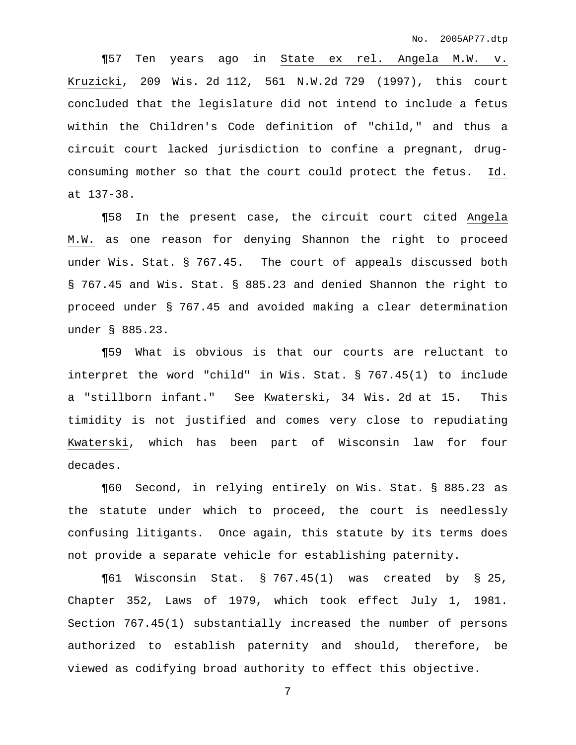¶57 Ten years ago in State ex rel. Angela M.W. v. Kruzicki, 209 Wis. 2d 112, 561 N.W.2d 729 (1997), this court concluded that the legislature did not intend to include a fetus within the Children's Code definition of "child," and thus a circuit court lacked jurisdiction to confine a pregnant, drug-consuming mother so that the court could protect the fetus. Id. at 137-38.

¶58 In the present case, the circuit court cited Angela M.W. as one reason for denying Shannon the right to proceed under Wis. Stat. § 767.45. The court of appeals discussed both § 767.45 and Wis. Stat. § 885.23 and denied Shannon the right to proceed under § 767.45 and avoided making a clear determination under § 885.23.

¶59 What is obvious is that our courts are reluctant to interpret the word "child" in Wis. Stat. § 767.45(1) to include a "stillborn infant." See Kwaterski, 34 Wis. 2d at 15. This timidity is not justified and comes very close to repudiating Kwaterski, which has been part of Wisconsin law for four decades.

¶60 Second, in relying entirely on Wis. Stat. § 885.23 as the statute under which to proceed, the court is needlessly confusing litigants. Once again, this statute by its terms does not provide a separate vehicle for establishing paternity.

¶61 Wisconsin Stat. § 767.45(1) was created by § 25, Chapter 352, Laws of 1979, which took effect July 1, 1981. Section 767.45(1) substantially increased the number of persons authorized to establish paternity and should, therefore, be viewed as codifying broad authority to effect this objective.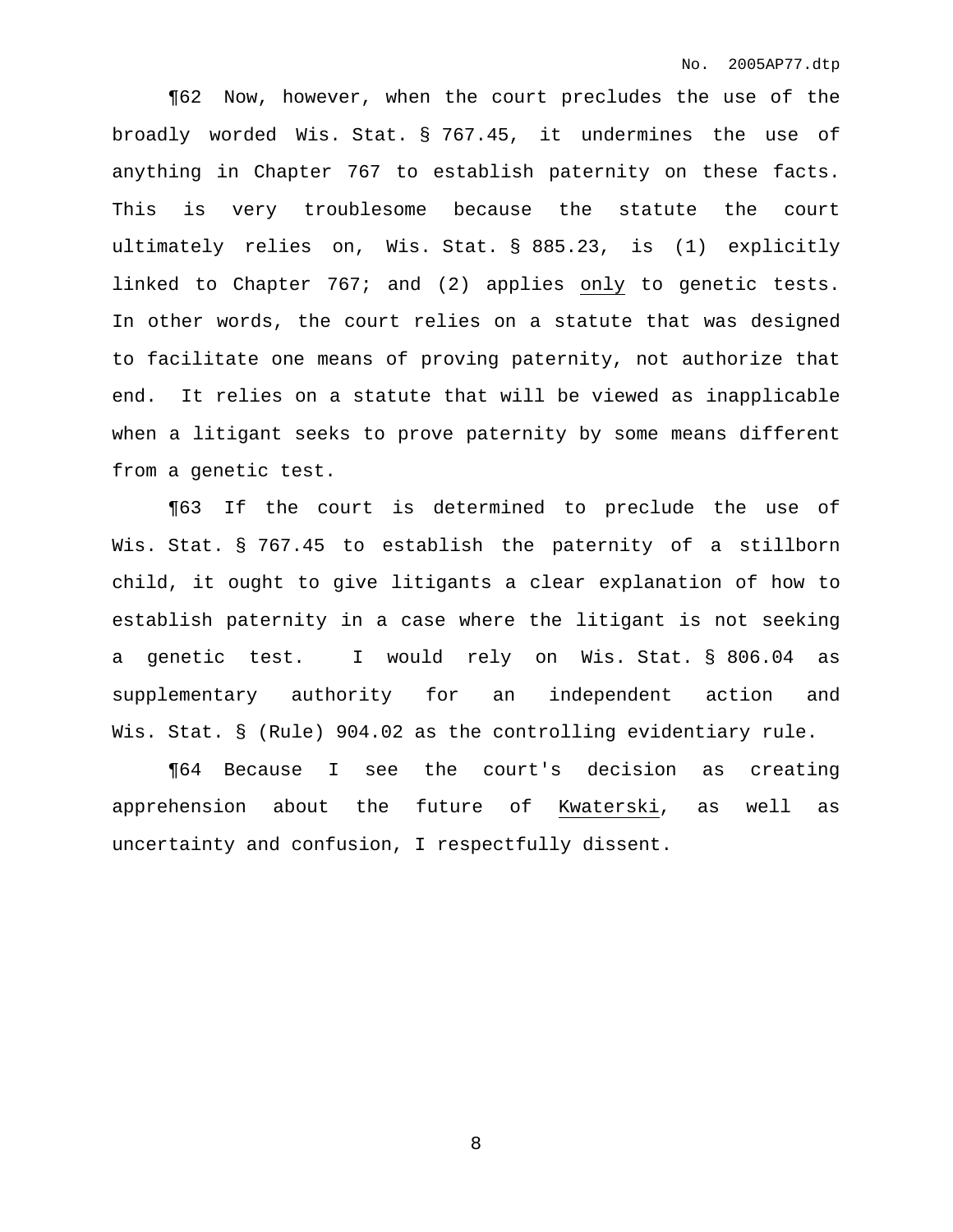¶62 Now, however, when the court precludes the use of the broadly worded Wis. Stat. § 767.45, it undermines the use of anything in Chapter 767 to establish paternity on these facts. This is very troublesome because the statute the court ultimately relies on, Wis. Stat. § 885.23, is (1) explicitly linked to Chapter 767; and (2) applies only to genetic tests. In other words, the court relies on a statute that was designed to facilitate one means of proving paternity, not authorize that end. It relies on a statute that will be viewed as inapplicable when a litigant seeks to prove paternity by some means different from a genetic test.

¶63 If the court is determined to preclude the use of Wis. Stat. § 767.45 to establish the paternity of a stillborn child, it ought to give litigants a clear explanation of how to establish paternity in a case where the litigant is not seeking a genetic test. I would rely on Wis. Stat. § 806.04 as supplementary authority for an independent action and Wis. Stat. § (Rule) 904.02 as the controlling evidentiary rule.

¶64 Because I see the court's decision as creating apprehension about the future of Kwaterski, as well as uncertainty and confusion, I respectfully dissent.